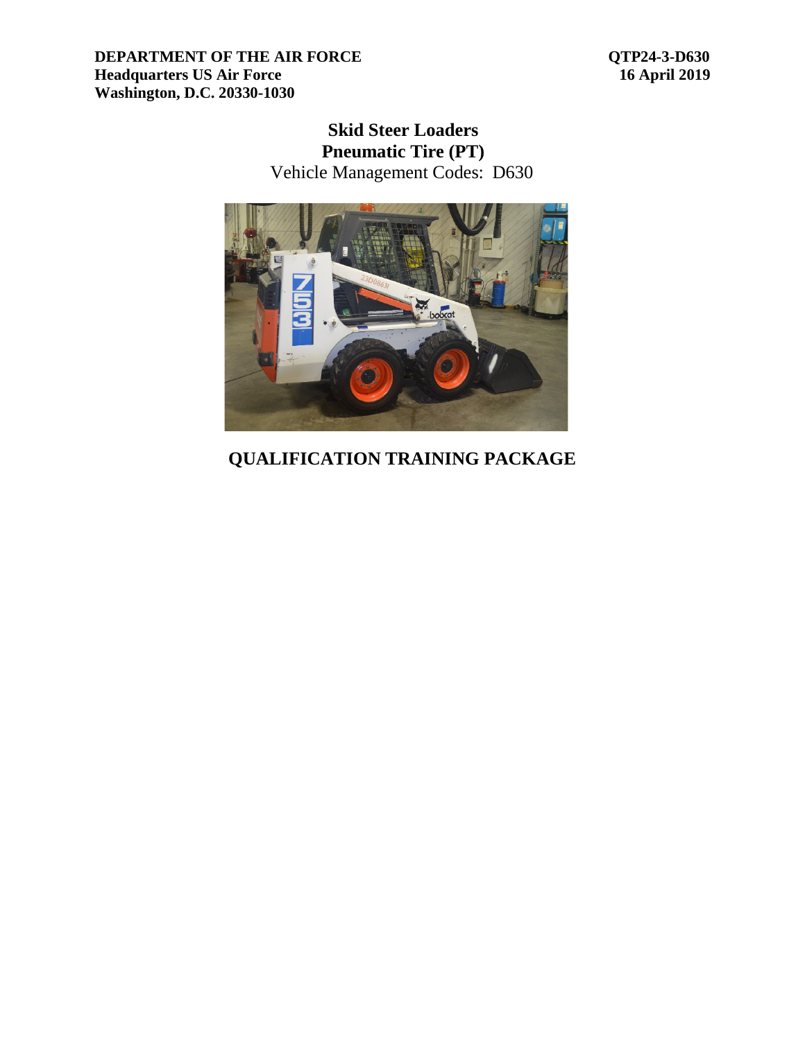**DEPARTMENT OF THE AIR FORCE**
**Headquarters US Air Force**
**Washington, D.C. 20330-1030**

**QTP24-3-D630**
**16 April 2019**

# Skid Steer Loaders
# Pneumatic Tire (PT)

Vehicle Management Codes: D630

## QUALIFICATION TRAINING PACKAGE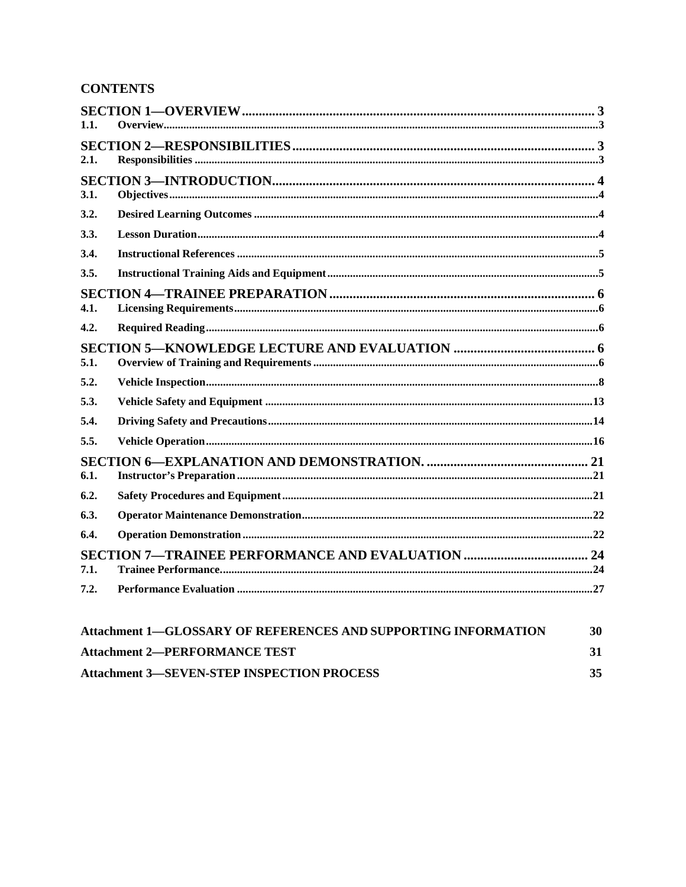# CONTENTS

| | | |
|---|---|---|
| **SECTION 1—OVERVIEW** | | **3** |
| **1.1.** | **Overview** | **3** |
| **SECTION 2—RESPONSIBILITIES** | | **3** |
| **2.1.** | **Responsibilities** | **3** |
| **SECTION 3—INTRODUCTION** | | **4** |
| **3.1.** | **Objectives** | **4** |
| **3.2.** | **Desired Learning Outcomes** | **4** |
| **3.3.** | **Lesson Duration** | **4** |
| **3.4.** | **Instructional References** | **5** |
| **3.5.** | **Instructional Training Aids and Equipment** | **5** |
| **SECTION 4—TRAINEE PREPARATION** | | **6** |
| **4.1.** | **Licensing Requirements** | **6** |
| **4.2.** | **Required Reading** | **6** |
| **SECTION 5—KNOWLEDGE LECTURE AND EVALUATION** | | **6** |
| **5.1.** | **Overview of Training and Requirements** | **6** |
| **5.2.** | **Vehicle Inspection** | **8** |
| **5.3.** | **Vehicle Safety and Equipment** | **13** |
| **5.4.** | **Driving Safety and Precautions** | **14** |
| **5.5.** | **Vehicle Operation** | **16** |
| **SECTION 6—EXPLANATION AND DEMONSTRATION.** | | **21** |
| **6.1.** | **Instructor's Preparation** | **21** |
| **6.2.** | **Safety Procedures and Equipment** | **21** |
| **6.3.** | **Operator Maintenance Demonstration** | **22** |
| **6.4.** | **Operation Demonstration** | **22** |
| **SECTION 7—TRAINEE PERFORMANCE AND EVALUATION** | | **24** |
| **7.1.** | **Trainee Performance** | **24** |
| **7.2.** | **Performance Evaluation** | **27** |

| | |
|---|---|
| **Attachment 1—GLOSSARY OF REFERENCES AND SUPPORTING INFORMATION** | **30** |
| **Attachment 2—PERFORMANCE TEST** | **31** |
| **Attachment 3—SEVEN-STEP INSPECTION PROCESS** | **35** |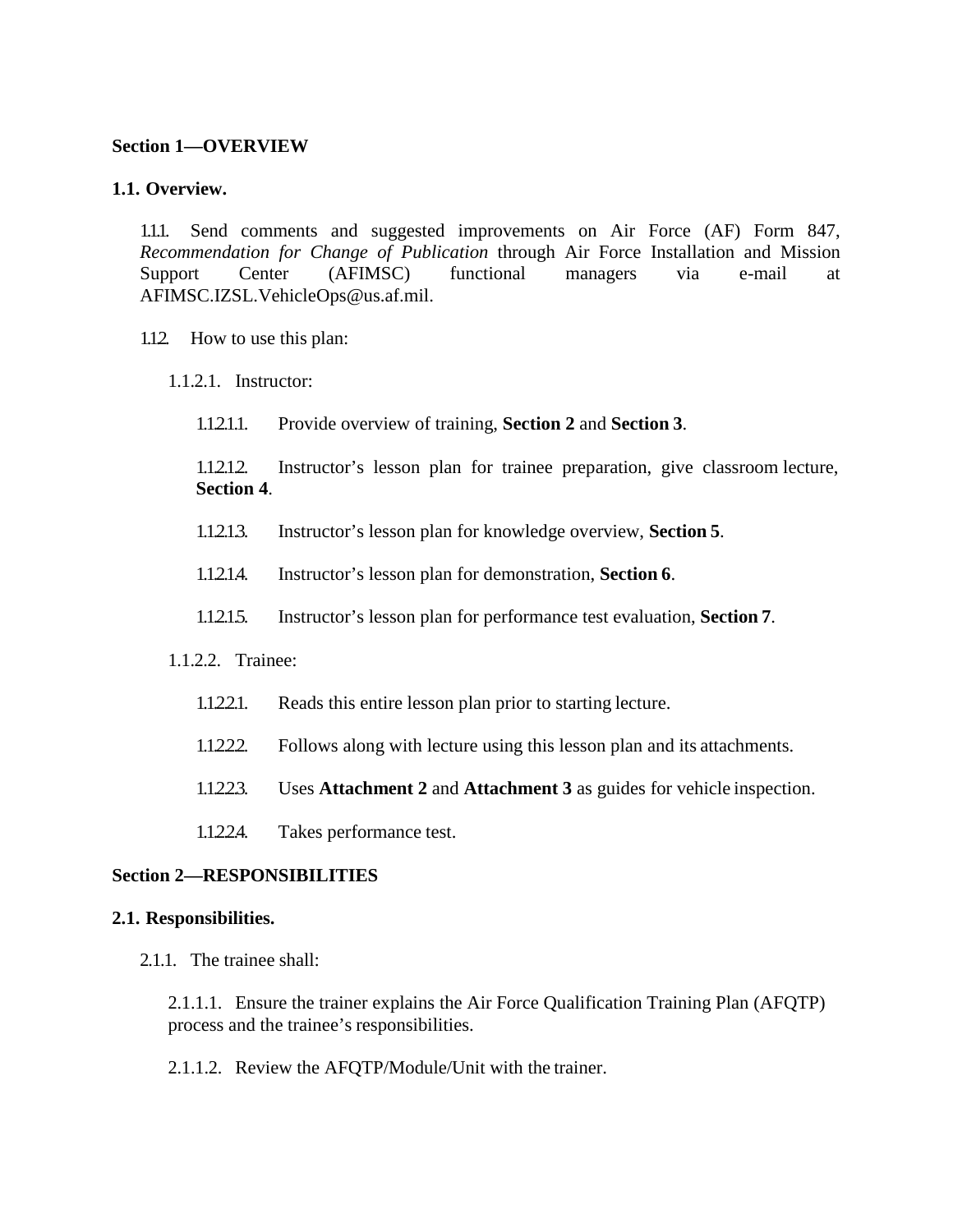**Section 1—OVERVIEW**

**1.1. Overview.**

1.1.1. Send comments and suggested improvements on Air Force (AF) Form 847, *Recommendation for Change of Publication* through Air Force Installation and Mission Support Center (AFIMSC) functional managers via e-mail at AFIMSC.IZSL.VehicleOps@us.af.mil.

1.1.2. How to use this plan:

1.1.2.1. Instructor:

1.1.2.1.1. Provide overview of training, **Section 2** and **Section 3**.

1.1.2.1.2. Instructor's lesson plan for trainee preparation, give classroom lecture, **Section 4**.

1.1.2.1.3. Instructor's lesson plan for knowledge overview, **Section 5**.

1.1.2.1.4. Instructor's lesson plan for demonstration, **Section 6**.

1.1.2.1.5. Instructor's lesson plan for performance test evaluation, **Section 7**.

1.1.2.2. Trainee:

1.1.2.2.1. Reads this entire lesson plan prior to starting lecture.

1.1.2.2.2. Follows along with lecture using this lesson plan and its attachments.

1.1.2.2.3. Uses **Attachment 2** and **Attachment 3** as guides for vehicle inspection.

1.1.2.2.4. Takes performance test.

**Section 2—RESPONSIBILITIES**

**2.1. Responsibilities.**

2.1.1. The trainee shall:

2.1.1.1. Ensure the trainer explains the Air Force Qualification Training Plan (AFQTP) process and the trainee's responsibilities.

2.1.1.2. Review the AFQTP/Module/Unit with the trainer.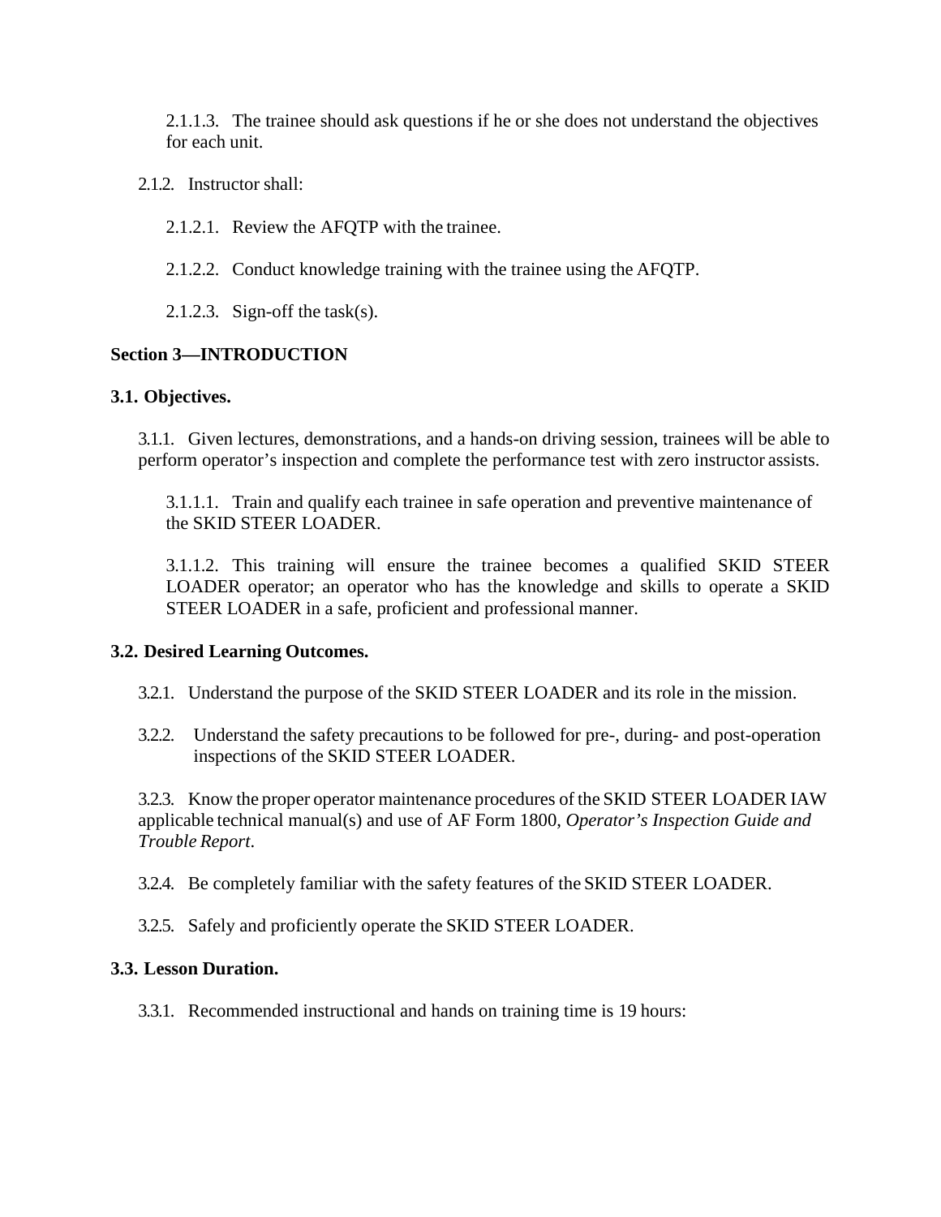2.1.1.3. The trainee should ask questions if he or she does not understand the objectives for each unit.

2.1.2. Instructor shall:

2.1.2.1. Review the AFQTP with the trainee.

2.1.2.2. Conduct knowledge training with the trainee using the AFQTP.

2.1.2.3. Sign-off the task(s).

**Section 3—INTRODUCTION**

**3.1. Objectives.**

3.1.1. Given lectures, demonstrations, and a hands-on driving session, trainees will be able to perform operator's inspection and complete the performance test with zero instructor assists.

3.1.1.1. Train and qualify each trainee in safe operation and preventive maintenance of the SKID STEER LOADER.

3.1.1.2. This training will ensure the trainee becomes a qualified SKID STEER LOADER operator; an operator who has the knowledge and skills to operate a SKID STEER LOADER in a safe, proficient and professional manner.

**3.2. Desired Learning Outcomes.**

3.2.1. Understand the purpose of the SKID STEER LOADER and its role in the mission.

3.2.2. Understand the safety precautions to be followed for pre-, during- and post-operation inspections of the SKID STEER LOADER.

3.2.3. Know the proper operator maintenance procedures of the SKID STEER LOADER IAW applicable technical manual(s) and use of AF Form 1800, *Operator's Inspection Guide and Trouble Report*.

3.2.4. Be completely familiar with the safety features of the SKID STEER LOADER.

3.2.5. Safely and proficiently operate the SKID STEER LOADER.

**3.3. Lesson Duration.**

3.3.1. Recommended instructional and hands on training time is 19 hours: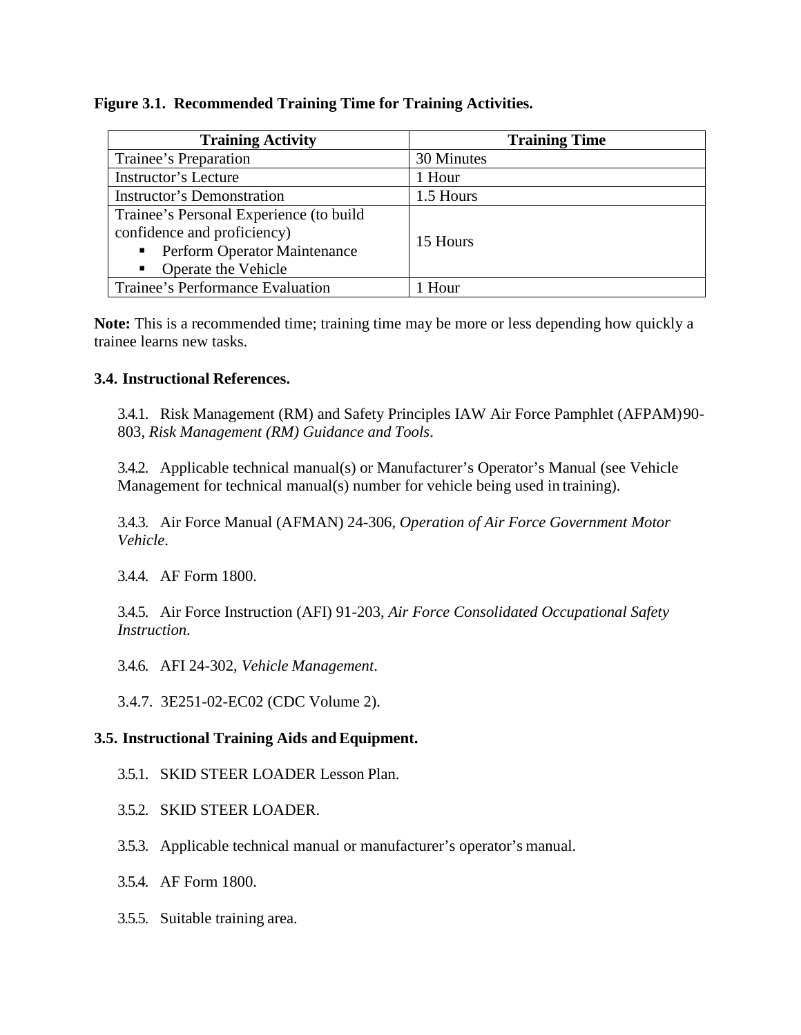**Figure 3.1. Recommended Training Time for Training Activities.**

| Training Activity | Training Time |
|---|---|
| Trainee's Preparation | 30 Minutes |
| Instructor's Lecture | 1 Hour |
| Instructor's Demonstration | 1.5 Hours |
| Trainee's Personal Experience (to build confidence and proficiency)<br>▪ Perform Operator Maintenance<br>▪ Operate the Vehicle | 15 Hours |
| Trainee's Performance Evaluation | 1 Hour |

**Note:** This is a recommended time; training time may be more or less depending how quickly a trainee learns new tasks.

**3.4. Instructional References.**

3.4.1. Risk Management (RM) and Safety Principles IAW Air Force Pamphlet (AFPAM) 90-803, *Risk Management (RM) Guidance and Tools*.

3.4.2. Applicable technical manual(s) or Manufacturer's Operator's Manual (see Vehicle Management for technical manual(s) number for vehicle being used in training).

3.4.3. Air Force Manual (AFMAN) 24-306, *Operation of Air Force Government Motor Vehicle*.

3.4.4. AF Form 1800.

3.4.5. Air Force Instruction (AFI) 91-203, *Air Force Consolidated Occupational Safety Instruction*.

3.4.6. AFI 24-302, *Vehicle Management*.

3.4.7. 3E251-02-EC02 (CDC Volume 2).

**3.5. Instructional Training Aids and Equipment.**

3.5.1. SKID STEER LOADER Lesson Plan.

3.5.2. SKID STEER LOADER.

3.5.3. Applicable technical manual or manufacturer's operator's manual.

3.5.4. AF Form 1800.

3.5.5. Suitable training area.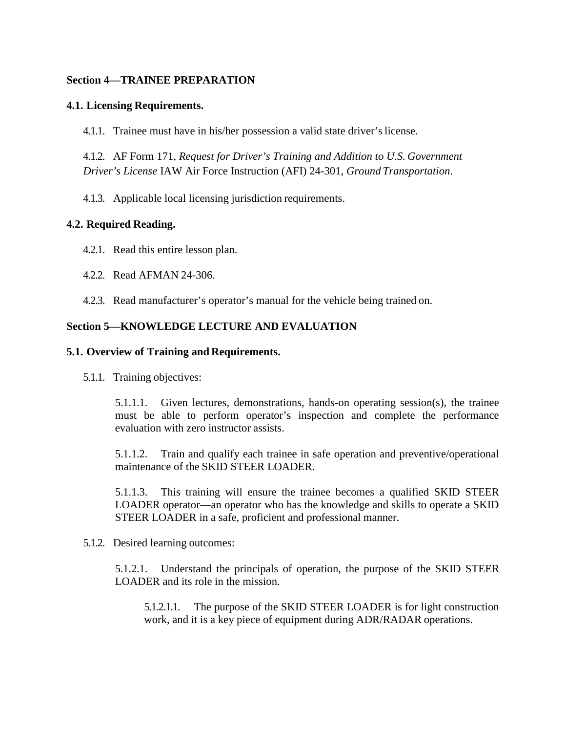**Section 4—TRAINEE PREPARATION**

**4.1. Licensing Requirements.**

4.1.1. Trainee must have in his/her possession a valid state driver's license.

4.1.2. AF Form 171, *Request for Driver's Training and Addition to U.S. Government Driver's License* IAW Air Force Instruction (AFI) 24-301, *Ground Transportation*.

4.1.3. Applicable local licensing jurisdiction requirements.

**4.2. Required Reading.**

4.2.1. Read this entire lesson plan.

4.2.2. Read AFMAN 24-306.

4.2.3. Read manufacturer's operator's manual for the vehicle being trained on.

**Section 5—KNOWLEDGE LECTURE AND EVALUATION**

**5.1. Overview of Training and Requirements.**

5.1.1. Training objectives:

5.1.1.1. Given lectures, demonstrations, hands-on operating session(s), the trainee must be able to perform operator's inspection and complete the performance evaluation with zero instructor assists.

5.1.1.2. Train and qualify each trainee in safe operation and preventive/operational maintenance of the SKID STEER LOADER.

5.1.1.3. This training will ensure the trainee becomes a qualified SKID STEER LOADER operator—an operator who has the knowledge and skills to operate a SKID STEER LOADER in a safe, proficient and professional manner.

5.1.2. Desired learning outcomes:

5.1.2.1. Understand the principals of operation, the purpose of the SKID STEER LOADER and its role in the mission.

5.1.2.1.1. The purpose of the SKID STEER LOADER is for light construction work, and it is a key piece of equipment during ADR/RADAR operations.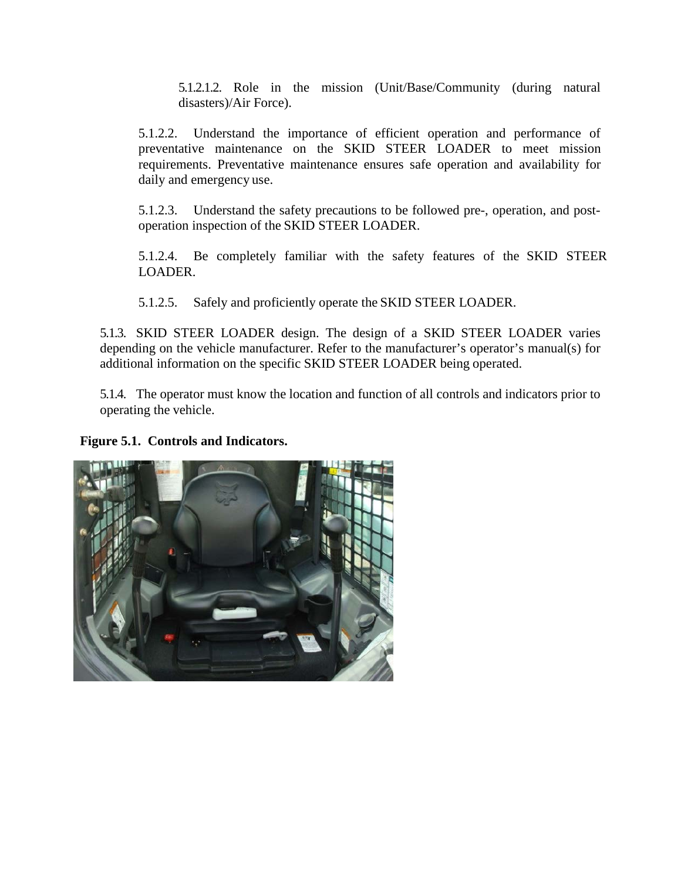5.1.2.1.2. Role in the mission (Unit/Base/Community (during natural disasters)/Air Force).

5.1.2.2. Understand the importance of efficient operation and performance of preventative maintenance on the SKID STEER LOADER to meet mission requirements. Preventative maintenance ensures safe operation and availability for daily and emergency use.

5.1.2.3. Understand the safety precautions to be followed pre-, operation, and post-operation inspection of the SKID STEER LOADER.

5.1.2.4. Be completely familiar with the safety features of the SKID STEER LOADER.

5.1.2.5. Safely and proficiently operate the SKID STEER LOADER.

5.1.3. SKID STEER LOADER design. The design of a SKID STEER LOADER varies depending on the vehicle manufacturer. Refer to the manufacturer's operator's manual(s) for additional information on the specific SKID STEER LOADER being operated.

5.1.4. The operator must know the location and function of all controls and indicators prior to operating the vehicle.

**Figure 5.1. Controls and Indicators.**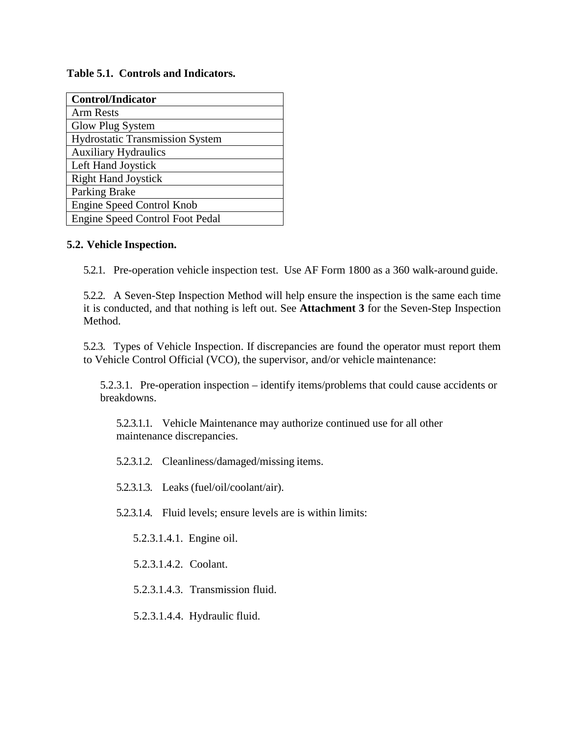**Table 5.1. Controls and Indicators.**

| Control/Indicator |
|---|
| Arm Rests |
| Glow Plug System |
| Hydrostatic Transmission System |
| Auxiliary Hydraulics |
| Left Hand Joystick |
| Right Hand Joystick |
| Parking Brake |
| Engine Speed Control Knob |
| Engine Speed Control Foot Pedal |

**5.2. Vehicle Inspection.**

5.2.1. Pre-operation vehicle inspection test. Use AF Form 1800 as a 360 walk-around guide.

5.2.2. A Seven-Step Inspection Method will help ensure the inspection is the same each time it is conducted, and that nothing is left out. See **Attachment 3** for the Seven-Step Inspection Method.

5.2.3. Types of Vehicle Inspection. If discrepancies are found the operator must report them to Vehicle Control Official (VCO), the supervisor, and/or vehicle maintenance:

5.2.3.1. Pre-operation inspection – identify items/problems that could cause accidents or breakdowns.

5.2.3.1.1. Vehicle Maintenance may authorize continued use for all other maintenance discrepancies.

5.2.3.1.2. Cleanliness/damaged/missing items.

5.2.3.1.3. Leaks (fuel/oil/coolant/air).

5.2.3.1.4. Fluid levels; ensure levels are is within limits:

5.2.3.1.4.1. Engine oil.

5.2.3.1.4.2. Coolant.

5.2.3.1.4.3. Transmission fluid.

5.2.3.1.4.4. Hydraulic fluid.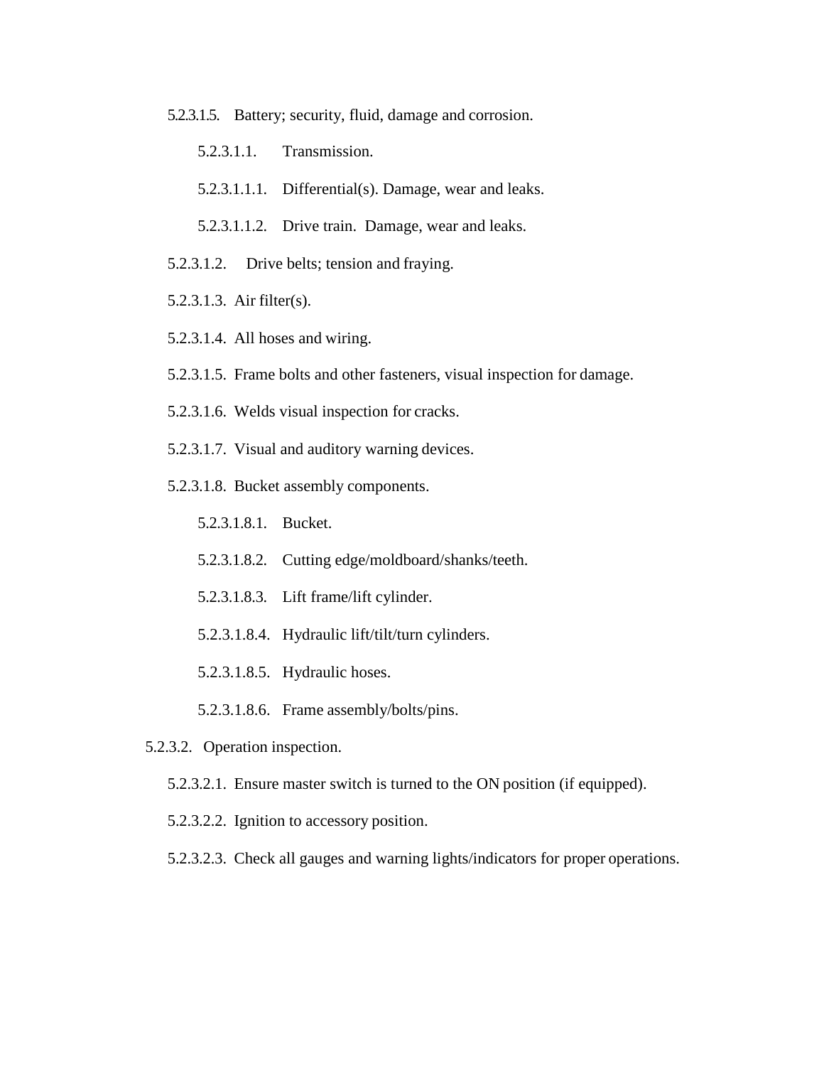5.2.3.1.5. Battery; security, fluid, damage and corrosion.

5.2.3.1.1. Transmission.

5.2.3.1.1.1. Differential(s). Damage, wear and leaks.

5.2.3.1.1.2. Drive train. Damage, wear and leaks.

5.2.3.1.2. Drive belts; tension and fraying.

5.2.3.1.3. Air filter(s).

5.2.3.1.4. All hoses and wiring.

5.2.3.1.5. Frame bolts and other fasteners, visual inspection for damage.

5.2.3.1.6. Welds visual inspection for cracks.

5.2.3.1.7. Visual and auditory warning devices.

5.2.3.1.8. Bucket assembly components.

5.2.3.1.8.1. Bucket.

5.2.3.1.8.2. Cutting edge/moldboard/shanks/teeth.

5.2.3.1.8.3. Lift frame/lift cylinder.

5.2.3.1.8.4. Hydraulic lift/tilt/turn cylinders.

5.2.3.1.8.5. Hydraulic hoses.

5.2.3.1.8.6. Frame assembly/bolts/pins.

5.2.3.2. Operation inspection.

5.2.3.2.1. Ensure master switch is turned to the ON position (if equipped).

5.2.3.2.2. Ignition to accessory position.

5.2.3.2.3. Check all gauges and warning lights/indicators for proper operations.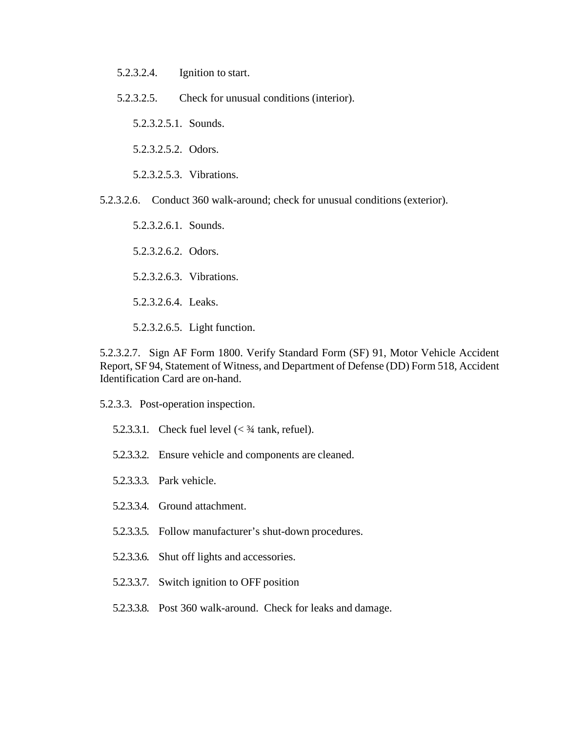5.2.3.2.4. Ignition to start.

5.2.3.2.5. Check for unusual conditions (interior).

5.2.3.2.5.1. Sounds.

5.2.3.2.5.2. Odors.

5.2.3.2.5.3. Vibrations.

5.2.3.2.6. Conduct 360 walk-around; check for unusual conditions (exterior).

5.2.3.2.6.1. Sounds.

5.2.3.2.6.2. Odors.

5.2.3.2.6.3. Vibrations.

5.2.3.2.6.4. Leaks.

5.2.3.2.6.5. Light function.

5.2.3.2.7. Sign AF Form 1800. Verify Standard Form (SF) 91, Motor Vehicle Accident Report, SF 94, Statement of Witness, and Department of Defense (DD) Form 518, Accident Identification Card are on-hand.

5.2.3.3. Post-operation inspection.

5.2.3.3.1. Check fuel level (< ¾ tank, refuel).

5.2.3.3.2. Ensure vehicle and components are cleaned.

5.2.3.3.3. Park vehicle.

5.2.3.3.4. Ground attachment.

5.2.3.3.5. Follow manufacturer's shut-down procedures.

5.2.3.3.6. Shut off lights and accessories.

5.2.3.3.7. Switch ignition to OFF position

5.2.3.3.8. Post 360 walk-around. Check for leaks and damage.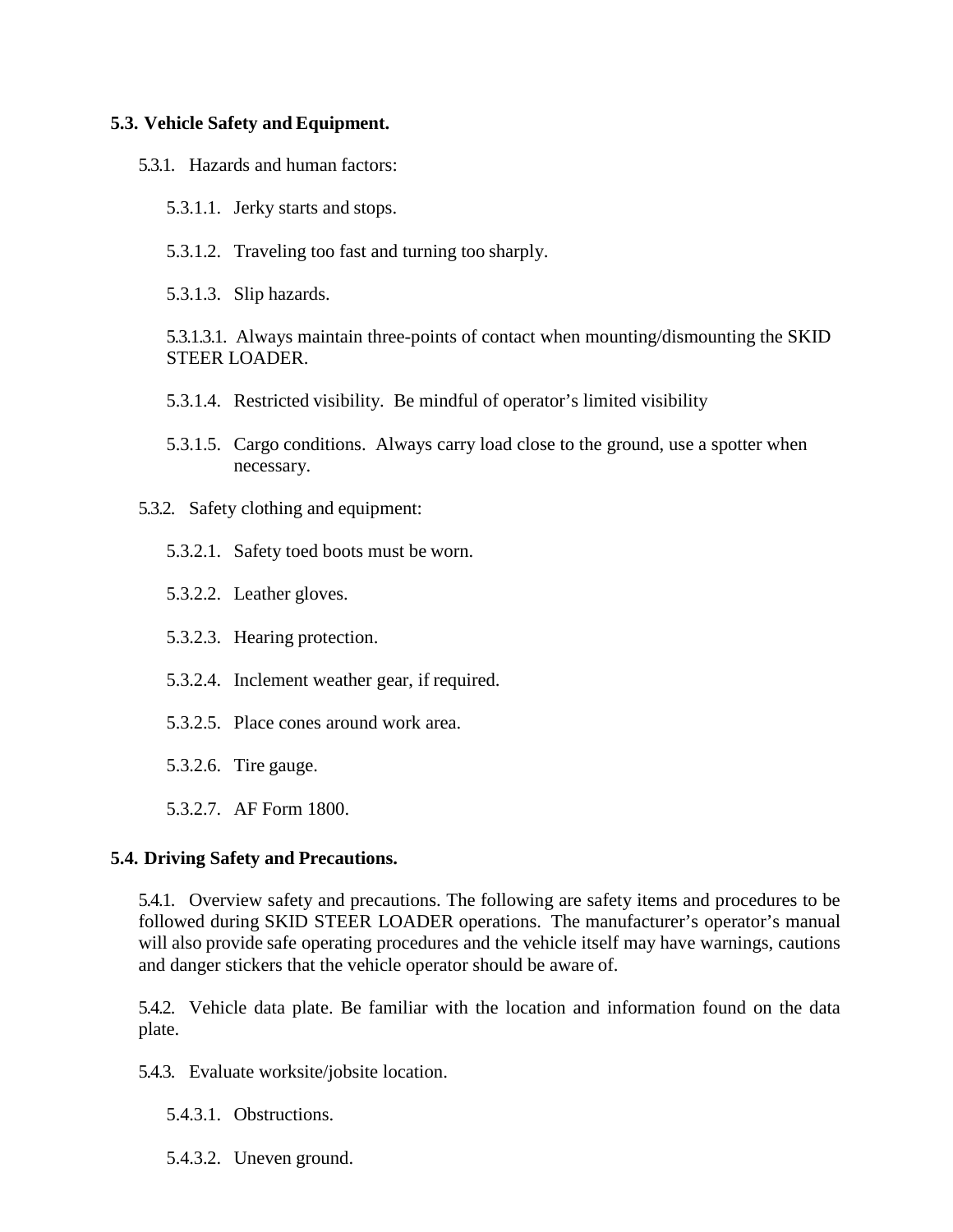**5.3. Vehicle Safety and Equipment.**

5.3.1. Hazards and human factors:

5.3.1.1. Jerky starts and stops.

5.3.1.2. Traveling too fast and turning too sharply.

5.3.1.3. Slip hazards.

5.3.1.3.1. Always maintain three-points of contact when mounting/dismounting the SKID STEER LOADER.

5.3.1.4. Restricted visibility. Be mindful of operator's limited visibility

5.3.1.5. Cargo conditions. Always carry load close to the ground, use a spotter when necessary.

5.3.2. Safety clothing and equipment:

5.3.2.1. Safety toed boots must be worn.

5.3.2.2. Leather gloves.

5.3.2.3. Hearing protection.

5.3.2.4. Inclement weather gear, if required.

5.3.2.5. Place cones around work area.

5.3.2.6. Tire gauge.

5.3.2.7. AF Form 1800.

**5.4. Driving Safety and Precautions.**

5.4.1. Overview safety and precautions. The following are safety items and procedures to be followed during SKID STEER LOADER operations. The manufacturer's operator's manual will also provide safe operating procedures and the vehicle itself may have warnings, cautions and danger stickers that the vehicle operator should be aware of.

5.4.2. Vehicle data plate. Be familiar with the location and information found on the data plate.

5.4.3. Evaluate worksite/jobsite location.

5.4.3.1. Obstructions.

5.4.3.2. Uneven ground.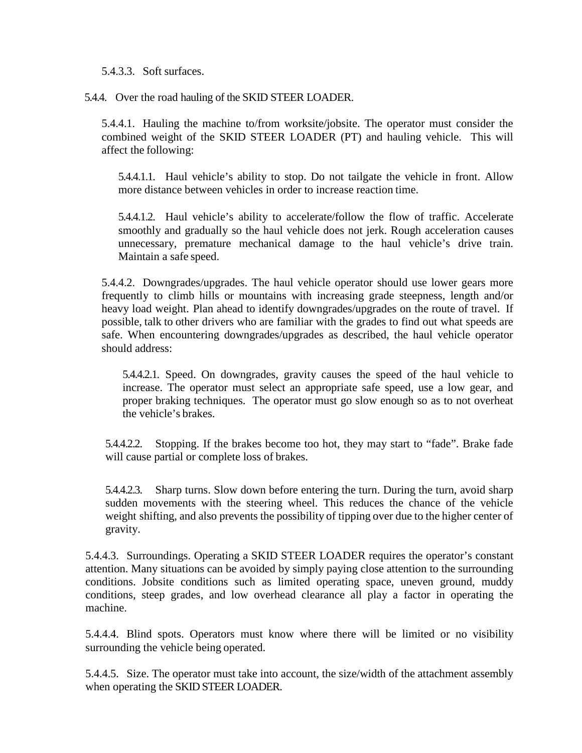5.4.3.3. Soft surfaces.

5.4.4. Over the road hauling of the SKID STEER LOADER.

5.4.4.1. Hauling the machine to/from worksite/jobsite. The operator must consider the combined weight of the SKID STEER LOADER (PT) and hauling vehicle. This will affect the following:

5.4.4.1.1. Haul vehicle's ability to stop. Do not tailgate the vehicle in front. Allow more distance between vehicles in order to increase reaction time.

5.4.4.1.2. Haul vehicle's ability to accelerate/follow the flow of traffic. Accelerate smoothly and gradually so the haul vehicle does not jerk. Rough acceleration causes unnecessary, premature mechanical damage to the haul vehicle's drive train. Maintain a safe speed.

5.4.4.2. Downgrades/upgrades. The haul vehicle operator should use lower gears more frequently to climb hills or mountains with increasing grade steepness, length and/or heavy load weight. Plan ahead to identify downgrades/upgrades on the route of travel. If possible, talk to other drivers who are familiar with the grades to find out what speeds are safe. When encountering downgrades/upgrades as described, the haul vehicle operator should address:

5.4.4.2.1. Speed. On downgrades, gravity causes the speed of the haul vehicle to increase. The operator must select an appropriate safe speed, use a low gear, and proper braking techniques. The operator must go slow enough so as to not overheat the vehicle's brakes.

5.4.4.2.2. Stopping. If the brakes become too hot, they may start to "fade". Brake fade will cause partial or complete loss of brakes.

5.4.4.2.3. Sharp turns. Slow down before entering the turn. During the turn, avoid sharp sudden movements with the steering wheel. This reduces the chance of the vehicle weight shifting, and also prevents the possibility of tipping over due to the higher center of gravity.

5.4.4.3. Surroundings. Operating a SKID STEER LOADER requires the operator's constant attention. Many situations can be avoided by simply paying close attention to the surrounding conditions. Jobsite conditions such as limited operating space, uneven ground, muddy conditions, steep grades, and low overhead clearance all play a factor in operating the machine.

5.4.4.4. Blind spots. Operators must know where there will be limited or no visibility surrounding the vehicle being operated.

5.4.4.5. Size. The operator must take into account, the size/width of the attachment assembly when operating the SKID STEER LOADER.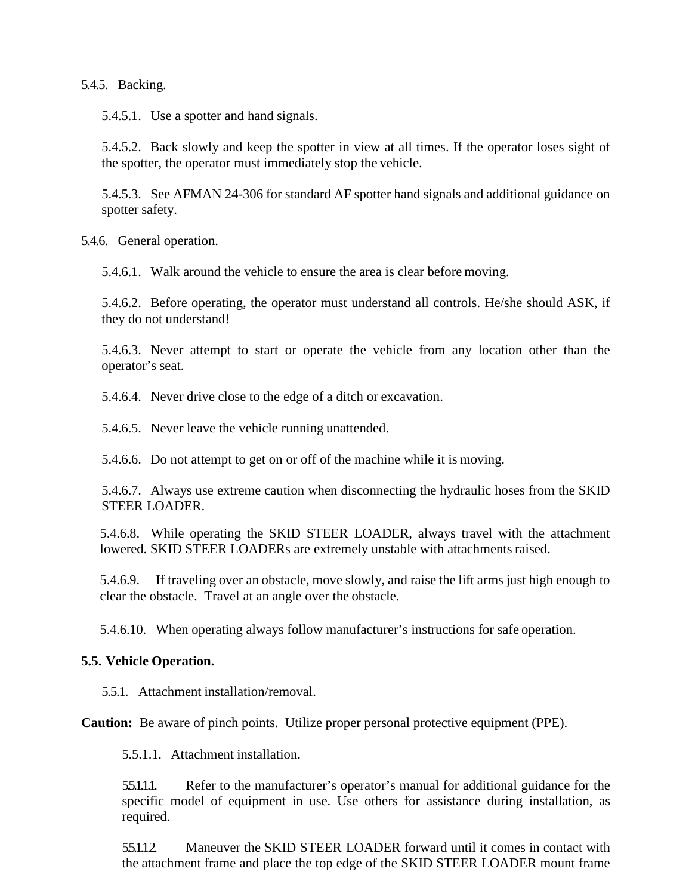5.4.5. Backing.

5.4.5.1. Use a spotter and hand signals.

5.4.5.2. Back slowly and keep the spotter in view at all times. If the operator loses sight of the spotter, the operator must immediately stop the vehicle.

5.4.5.3. See AFMAN 24-306 for standard AF spotter hand signals and additional guidance on spotter safety.

5.4.6. General operation.

5.4.6.1. Walk around the vehicle to ensure the area is clear before moving.

5.4.6.2. Before operating, the operator must understand all controls. He/she should ASK, if they do not understand!

5.4.6.3. Never attempt to start or operate the vehicle from any location other than the operator's seat.

5.4.6.4. Never drive close to the edge of a ditch or excavation.

5.4.6.5. Never leave the vehicle running unattended.

5.4.6.6. Do not attempt to get on or off of the machine while it is moving.

5.4.6.7. Always use extreme caution when disconnecting the hydraulic hoses from the SKID STEER LOADER.

5.4.6.8. While operating the SKID STEER LOADER, always travel with the attachment lowered. SKID STEER LOADERs are extremely unstable with attachments raised.

5.4.6.9. If traveling over an obstacle, move slowly, and raise the lift arms just high enough to clear the obstacle. Travel at an angle over the obstacle.

5.4.6.10. When operating always follow manufacturer's instructions for safe operation.

**5.5. Vehicle Operation.**

5.5.1. Attachment installation/removal.

**Caution:** Be aware of pinch points. Utilize proper personal protective equipment (PPE).

5.5.1.1. Attachment installation.

5.5.1.1.1. Refer to the manufacturer's operator's manual for additional guidance for the specific model of equipment in use. Use others for assistance during installation, as required.

5.5.1.1.2. Maneuver the SKID STEER LOADER forward until it comes in contact with the attachment frame and place the top edge of the SKID STEER LOADER mount frame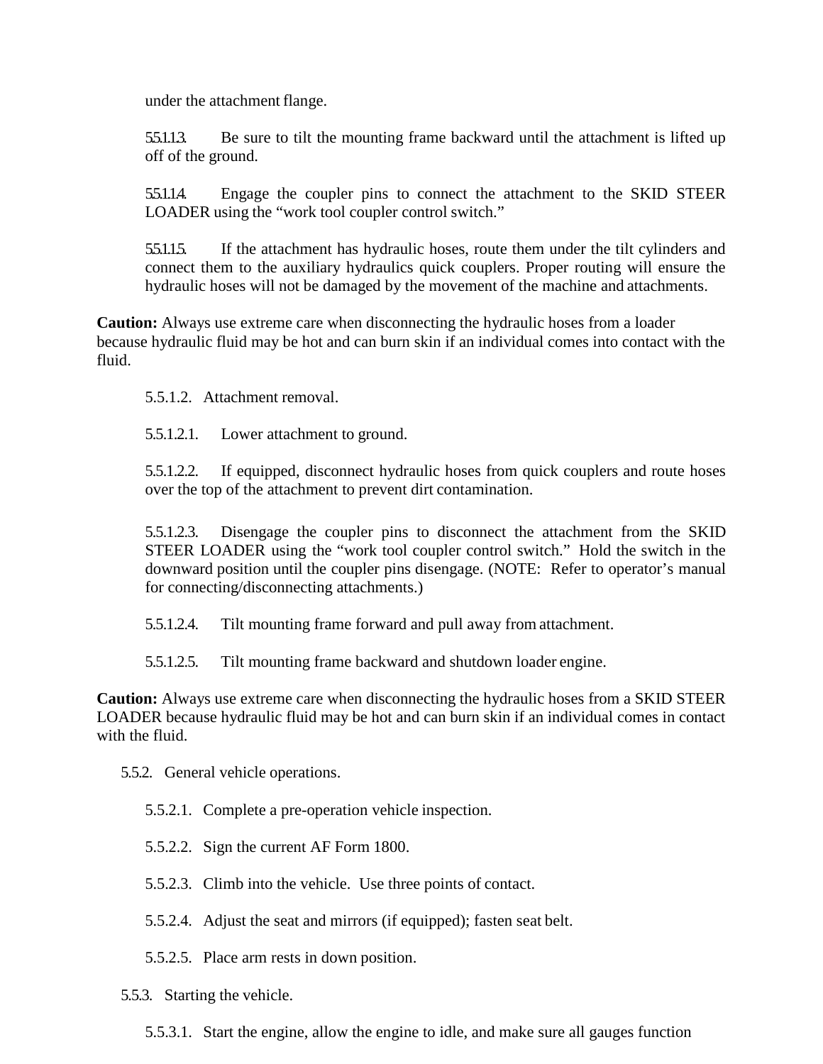under the attachment flange.

5.5.1.1.3. Be sure to tilt the mounting frame backward until the attachment is lifted up off of the ground.

5.5.1.1.4. Engage the coupler pins to connect the attachment to the SKID STEER LOADER using the “work tool coupler control switch.”

5.5.1.1.5. If the attachment has hydraulic hoses, route them under the tilt cylinders and connect them to the auxiliary hydraulics quick couplers. Proper routing will ensure the hydraulic hoses will not be damaged by the movement of the machine and attachments.

**Caution:** Always use extreme care when disconnecting the hydraulic hoses from a loader because hydraulic fluid may be hot and can burn skin if an individual comes into contact with the fluid.

5.5.1.2. Attachment removal.

5.5.1.2.1. Lower attachment to ground.

5.5.1.2.2. If equipped, disconnect hydraulic hoses from quick couplers and route hoses over the top of the attachment to prevent dirt contamination.

5.5.1.2.3. Disengage the coupler pins to disconnect the attachment from the SKID STEER LOADER using the “work tool coupler control switch.” Hold the switch in the downward position until the coupler pins disengage. (NOTE: Refer to operator’s manual for connecting/disconnecting attachments.)

5.5.1.2.4. Tilt mounting frame forward and pull away from attachment.

5.5.1.2.5. Tilt mounting frame backward and shutdown loader engine.

**Caution:** Always use extreme care when disconnecting the hydraulic hoses from a SKID STEER LOADER because hydraulic fluid may be hot and can burn skin if an individual comes in contact with the fluid.

5.5.2. General vehicle operations.

5.5.2.1. Complete a pre-operation vehicle inspection.

5.5.2.2. Sign the current AF Form 1800.

5.5.2.3. Climb into the vehicle. Use three points of contact.

5.5.2.4. Adjust the seat and mirrors (if equipped); fasten seat belt.

5.5.2.5. Place arm rests in down position.

5.5.3. Starting the vehicle.

5.5.3.1. Start the engine, allow the engine to idle, and make sure all gauges function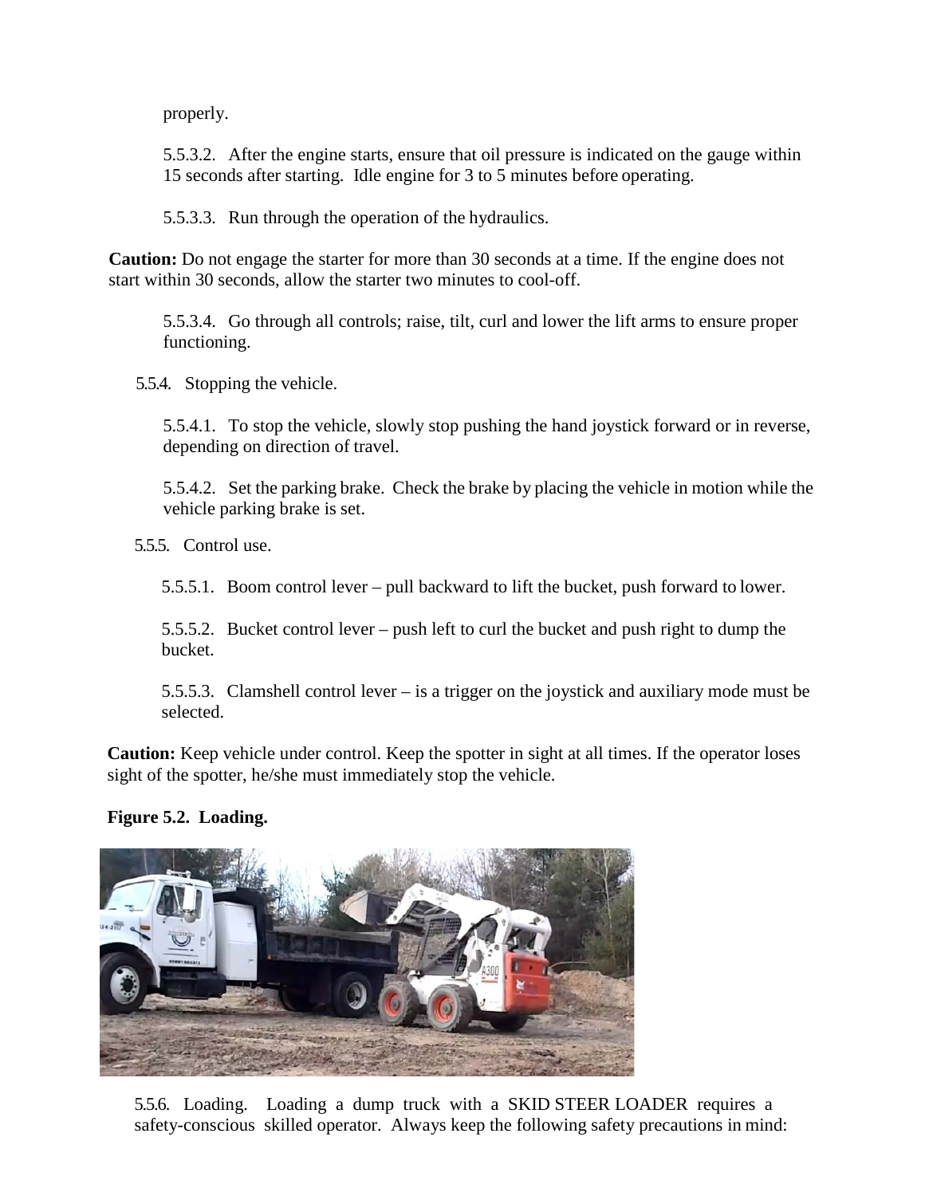properly.

5.5.3.2. After the engine starts, ensure that oil pressure is indicated on the gauge within 15 seconds after starting. Idle engine for 3 to 5 minutes before operating.

5.5.3.3. Run through the operation of the hydraulics.

**Caution:** Do not engage the starter for more than 30 seconds at a time. If the engine does not start within 30 seconds, allow the starter two minutes to cool-off.

5.5.3.4. Go through all controls; raise, tilt, curl and lower the lift arms to ensure proper functioning.

5.5.4. Stopping the vehicle.

5.5.4.1. To stop the vehicle, slowly stop pushing the hand joystick forward or in reverse, depending on direction of travel.

5.5.4.2. Set the parking brake. Check the brake by placing the vehicle in motion while the vehicle parking brake is set.

5.5.5. Control use.

5.5.5.1. Boom control lever – pull backward to lift the bucket, push forward to lower.

5.5.5.2. Bucket control lever – push left to curl the bucket and push right to dump the bucket.

5.5.5.3. Clamshell control lever – is a trigger on the joystick and auxiliary mode must be selected.

**Caution:** Keep vehicle under control. Keep the spotter in sight at all times. If the operator loses sight of the spotter, he/she must immediately stop the vehicle.

**Figure 5.2. Loading.**

5.5.6. Loading. Loading a dump truck with a SKID STEER LOADER requires a safety-conscious skilled operator. Always keep the following safety precautions in mind: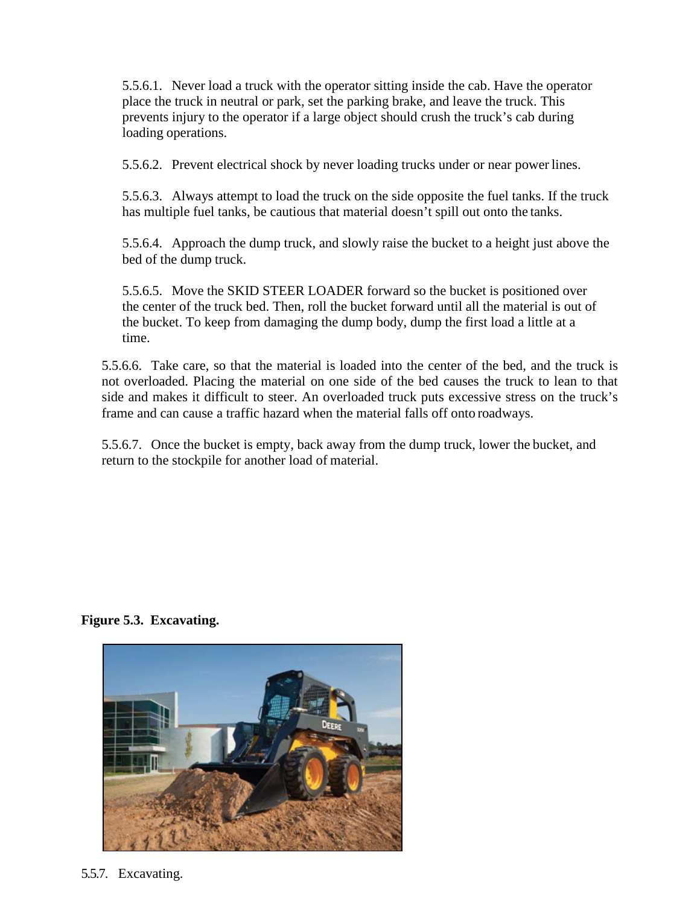5.5.6.1. Never load a truck with the operator sitting inside the cab. Have the operator place the truck in neutral or park, set the parking brake, and leave the truck. This prevents injury to the operator if a large object should crush the truck's cab during loading operations.

5.5.6.2. Prevent electrical shock by never loading trucks under or near power lines.

5.5.6.3. Always attempt to load the truck on the side opposite the fuel tanks. If the truck has multiple fuel tanks, be cautious that material doesn't spill out onto the tanks.

5.5.6.4. Approach the dump truck, and slowly raise the bucket to a height just above the bed of the dump truck.

5.5.6.5. Move the SKID STEER LOADER forward so the bucket is positioned over the center of the truck bed. Then, roll the bucket forward until all the material is out of the bucket. To keep from damaging the dump body, dump the first load a little at a time.

5.5.6.6. Take care, so that the material is loaded into the center of the bed, and the truck is not overloaded. Placing the material on one side of the bed causes the truck to lean to that side and makes it difficult to steer. An overloaded truck puts excessive stress on the truck's frame and can cause a traffic hazard when the material falls off onto roadways.

5.5.6.7. Once the bucket is empty, back away from the dump truck, lower the bucket, and return to the stockpile for another load of material.

**Figure 5.3. Excavating.**

5.5.7. Excavating.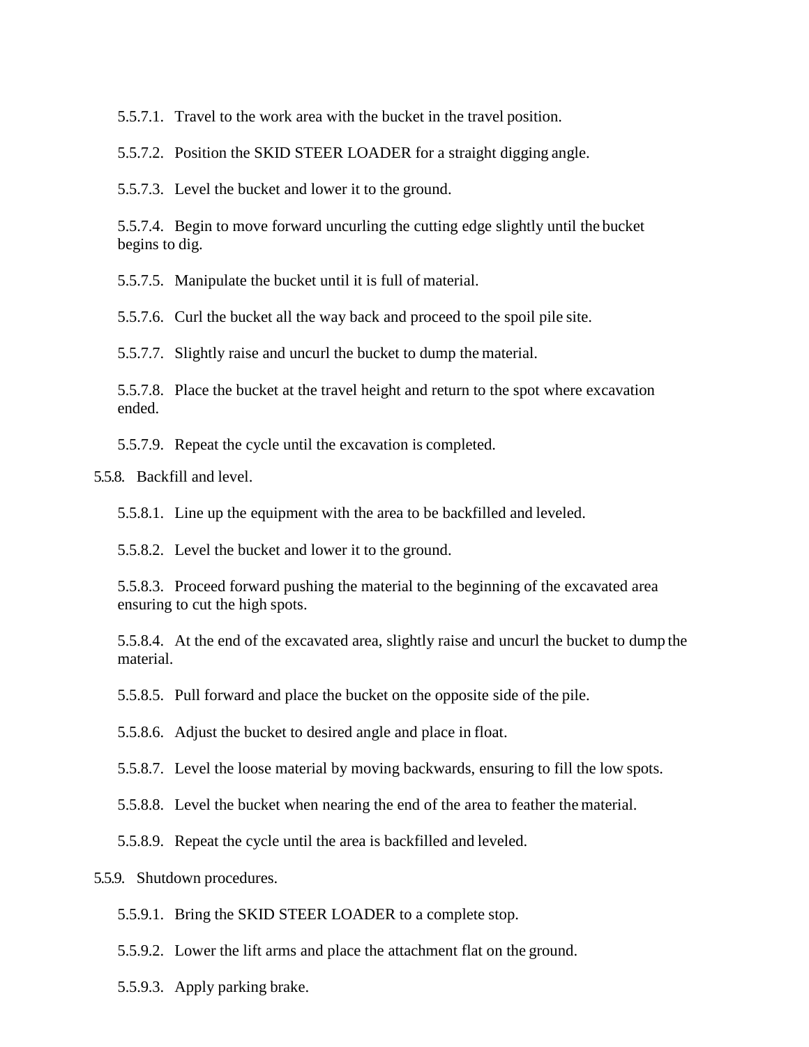5.5.7.1. Travel to the work area with the bucket in the travel position.

5.5.7.2. Position the SKID STEER LOADER for a straight digging angle.

5.5.7.3. Level the bucket and lower it to the ground.

5.5.7.4. Begin to move forward uncurling the cutting edge slightly until the bucket begins to dig.

5.5.7.5. Manipulate the bucket until it is full of material.

5.5.7.6. Curl the bucket all the way back and proceed to the spoil pile site.

5.5.7.7. Slightly raise and uncurl the bucket to dump the material.

5.5.7.8. Place the bucket at the travel height and return to the spot where excavation ended.

5.5.7.9. Repeat the cycle until the excavation is completed.

5.5.8. Backfill and level.

5.5.8.1. Line up the equipment with the area to be backfilled and leveled.

5.5.8.2. Level the bucket and lower it to the ground.

5.5.8.3. Proceed forward pushing the material to the beginning of the excavated area ensuring to cut the high spots.

5.5.8.4. At the end of the excavated area, slightly raise and uncurl the bucket to dump the material.

5.5.8.5. Pull forward and place the bucket on the opposite side of the pile.

5.5.8.6. Adjust the bucket to desired angle and place in float.

5.5.8.7. Level the loose material by moving backwards, ensuring to fill the low spots.

5.5.8.8. Level the bucket when nearing the end of the area to feather the material.

5.5.8.9. Repeat the cycle until the area is backfilled and leveled.

5.5.9. Shutdown procedures.

5.5.9.1. Bring the SKID STEER LOADER to a complete stop.

5.5.9.2. Lower the lift arms and place the attachment flat on the ground.

5.5.9.3. Apply parking brake.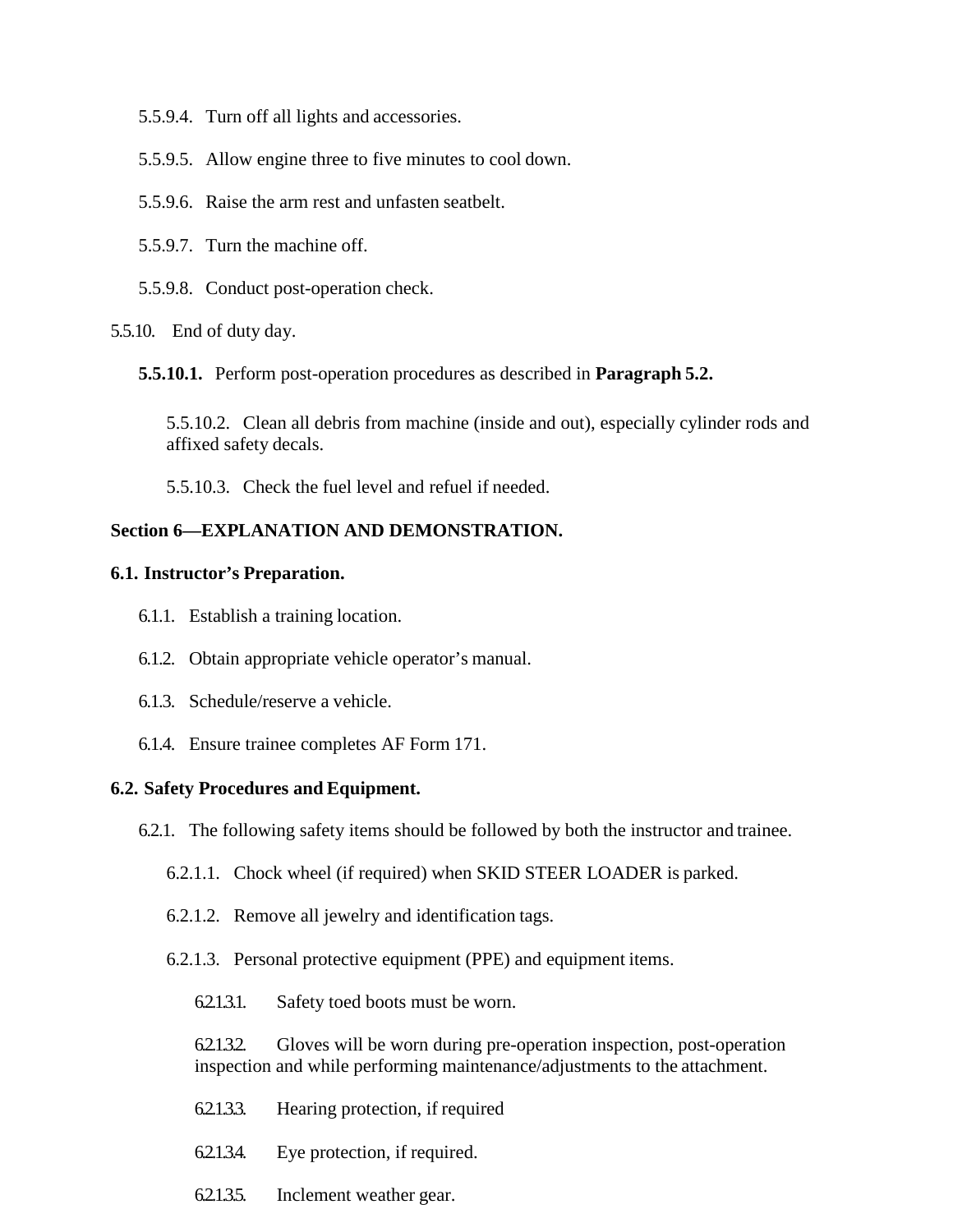5.5.9.4. Turn off all lights and accessories.

5.5.9.5. Allow engine three to five minutes to cool down.

5.5.9.6. Raise the arm rest and unfasten seatbelt.

5.5.9.7. Turn the machine off.

5.5.9.8. Conduct post-operation check.

5.5.10. End of duty day.

**5.5.10.1.** Perform post-operation procedures as described in **Paragraph 5.2.**

5.5.10.2. Clean all debris from machine (inside and out), especially cylinder rods and affixed safety decals.

5.5.10.3. Check the fuel level and refuel if needed.

## Section 6—EXPLANATION AND DEMONSTRATION.

### 6.1. Instructor's Preparation.

6.1.1. Establish a training location.

6.1.2. Obtain appropriate vehicle operator's manual.

6.1.3. Schedule/reserve a vehicle.

6.1.4. Ensure trainee completes AF Form 171.

### 6.2. Safety Procedures and Equipment.

6.2.1. The following safety items should be followed by both the instructor and trainee.

6.2.1.1. Chock wheel (if required) when SKID STEER LOADER is parked.

6.2.1.2. Remove all jewelry and identification tags.

6.2.1.3. Personal protective equipment (PPE) and equipment items.

6.2.1.3.1. Safety toed boots must be worn.

6.2.1.3.2. Gloves will be worn during pre-operation inspection, post-operation inspection and while performing maintenance/adjustments to the attachment.

6.2.1.3.3. Hearing protection, if required

6.2.1.3.4. Eye protection, if required.

6.2.1.3.5. Inclement weather gear.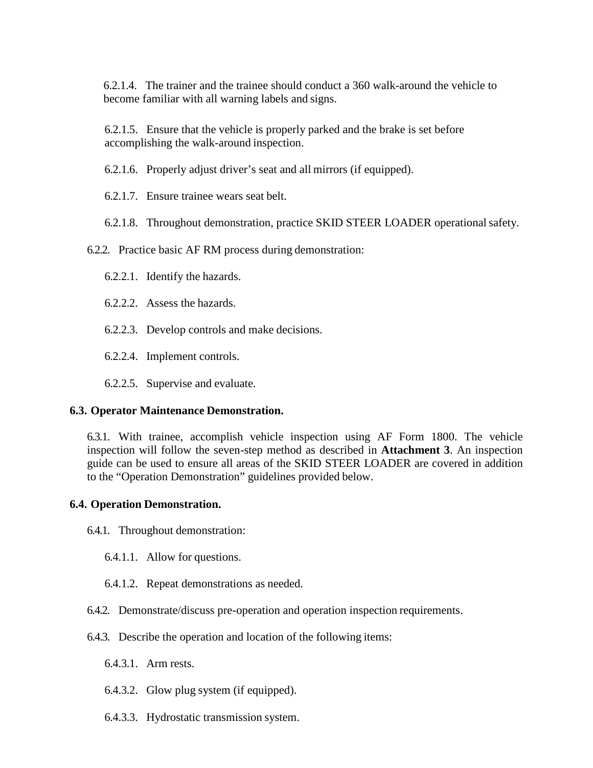6.2.1.4. The trainer and the trainee should conduct a 360 walk-around the vehicle to become familiar with all warning labels and signs.

6.2.1.5. Ensure that the vehicle is properly parked and the brake is set before accomplishing the walk-around inspection.

6.2.1.6. Properly adjust driver's seat and all mirrors (if equipped).

6.2.1.7. Ensure trainee wears seat belt.

6.2.1.8. Throughout demonstration, practice SKID STEER LOADER operational safety.

6.2.2. Practice basic AF RM process during demonstration:

6.2.2.1. Identify the hazards.

6.2.2.2. Assess the hazards.

6.2.2.3. Develop controls and make decisions.

6.2.2.4. Implement controls.

6.2.2.5. Supervise and evaluate.

**6.3. Operator Maintenance Demonstration.**

6.3.1. With trainee, accomplish vehicle inspection using AF Form 1800. The vehicle inspection will follow the seven-step method as described in **Attachment 3**. An inspection guide can be used to ensure all areas of the SKID STEER LOADER are covered in addition to the "Operation Demonstration" guidelines provided below.

**6.4. Operation Demonstration.**

6.4.1. Throughout demonstration:

6.4.1.1. Allow for questions.

6.4.1.2. Repeat demonstrations as needed.

6.4.2. Demonstrate/discuss pre-operation and operation inspection requirements.

6.4.3. Describe the operation and location of the following items:

6.4.3.1. Arm rests.

6.4.3.2. Glow plug system (if equipped).

6.4.3.3. Hydrostatic transmission system.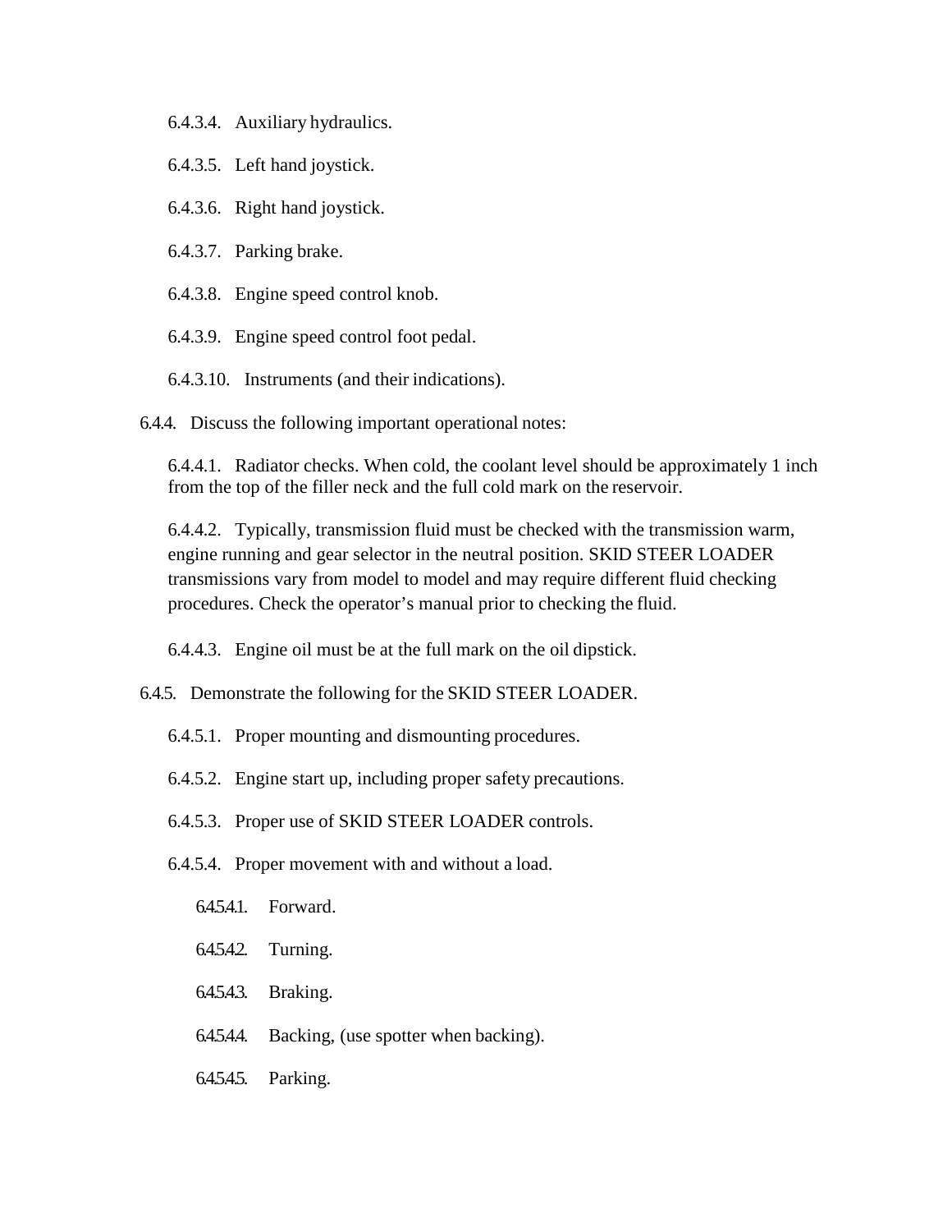6.4.3.4. Auxiliary hydraulics.

6.4.3.5. Left hand joystick.

6.4.3.6. Right hand joystick.

6.4.3.7. Parking brake.

6.4.3.8. Engine speed control knob.

6.4.3.9. Engine speed control foot pedal.

6.4.3.10. Instruments (and their indications).

6.4.4. Discuss the following important operational notes:

6.4.4.1. Radiator checks. When cold, the coolant level should be approximately 1 inch from the top of the filler neck and the full cold mark on the reservoir.

6.4.4.2. Typically, transmission fluid must be checked with the transmission warm, engine running and gear selector in the neutral position. SKID STEER LOADER transmissions vary from model to model and may require different fluid checking procedures. Check the operator's manual prior to checking the fluid.

6.4.4.3. Engine oil must be at the full mark on the oil dipstick.

6.4.5. Demonstrate the following for the SKID STEER LOADER.

6.4.5.1. Proper mounting and dismounting procedures.

6.4.5.2. Engine start up, including proper safety precautions.

6.4.5.3. Proper use of SKID STEER LOADER controls.

6.4.5.4. Proper movement with and without a load.

6.4.5.4.1. Forward.

6.4.5.4.2. Turning.

6.4.5.4.3. Braking.

6.4.5.4.4. Backing, (use spotter when backing).

6.4.5.4.5. Parking.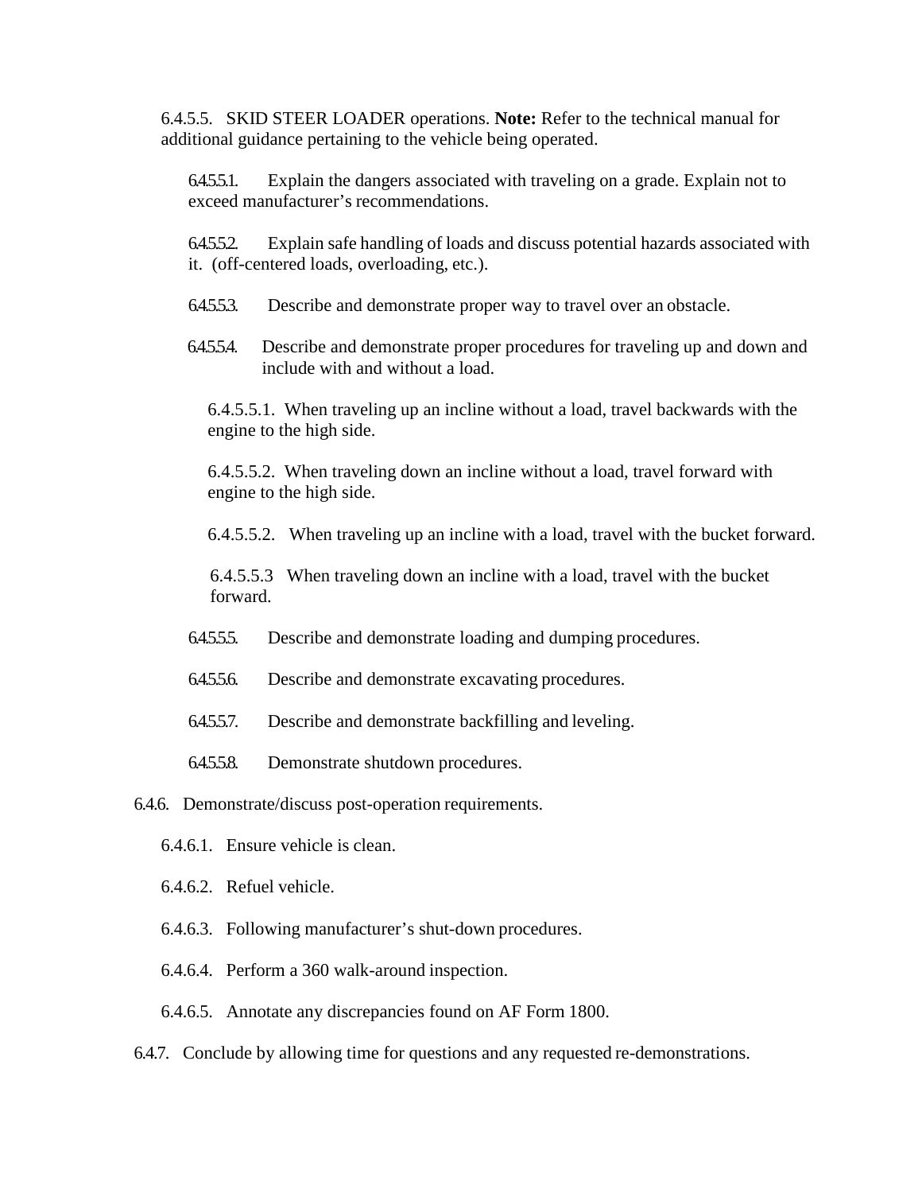6.4.5.5. SKID STEER LOADER operations. **Note:** Refer to the technical manual for additional guidance pertaining to the vehicle being operated.

6.4.5.5.1. Explain the dangers associated with traveling on a grade. Explain not to exceed manufacturer's recommendations.

6.4.5.5.2. Explain safe handling of loads and discuss potential hazards associated with it. (off-centered loads, overloading, etc.).

6.4.5.5.3. Describe and demonstrate proper way to travel over an obstacle.

6.4.5.5.4. Describe and demonstrate proper procedures for traveling up and down and include with and without a load.

6.4.5.5.1. When traveling up an incline without a load, travel backwards with the engine to the high side.

6.4.5.5.2. When traveling down an incline without a load, travel forward with engine to the high side.

6.4.5.5.2. When traveling up an incline with a load, travel with the bucket forward.

6.4.5.5.3 When traveling down an incline with a load, travel with the bucket forward.

6.4.5.5.5. Describe and demonstrate loading and dumping procedures.

6.4.5.5.6. Describe and demonstrate excavating procedures.

6.4.5.5.7. Describe and demonstrate backfilling and leveling.

6.4.5.5.8. Demonstrate shutdown procedures.

6.4.6. Demonstrate/discuss post-operation requirements.

6.4.6.1. Ensure vehicle is clean.

6.4.6.2. Refuel vehicle.

6.4.6.3. Following manufacturer's shut-down procedures.

6.4.6.4. Perform a 360 walk-around inspection.

6.4.6.5. Annotate any discrepancies found on AF Form 1800.

6.4.7. Conclude by allowing time for questions and any requested re-demonstrations.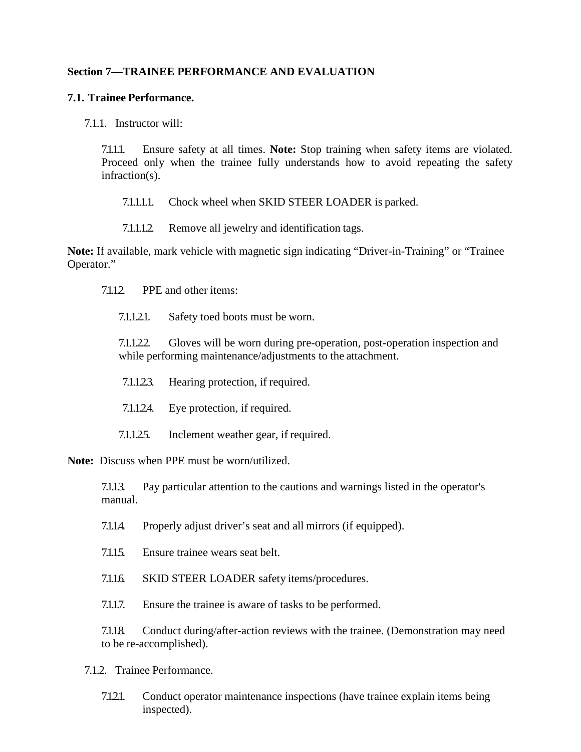## Section 7—TRAINEE PERFORMANCE AND EVALUATION

### 7.1. Trainee Performance.

7.1.1. Instructor will:

7.1.1.1. Ensure safety at all times. **Note:** Stop training when safety items are violated. Proceed only when the trainee fully understands how to avoid repeating the safety infraction(s).

7.1.1.1.1. Chock wheel when SKID STEER LOADER is parked.

7.1.1.1.2. Remove all jewelry and identification tags.

**Note:** If available, mark vehicle with magnetic sign indicating "Driver-in-Training" or "Trainee Operator."

7.1.1.2. PPE and other items:

7.1.1.2.1. Safety toed boots must be worn.

7.1.1.2.2. Gloves will be worn during pre-operation, post-operation inspection and while performing maintenance/adjustments to the attachment.

7.1.1.2.3. Hearing protection, if required.

7.1.1.2.4. Eye protection, if required.

7.1.1.2.5. Inclement weather gear, if required.

**Note:** Discuss when PPE must be worn/utilized.

7.1.1.3. Pay particular attention to the cautions and warnings listed in the operator's manual.

7.1.1.4. Properly adjust driver's seat and all mirrors (if equipped).

7.1.1.5. Ensure trainee wears seat belt.

7.1.1.6. SKID STEER LOADER safety items/procedures.

7.1.1.7. Ensure the trainee is aware of tasks to be performed.

7.1.1.8. Conduct during/after-action reviews with the trainee. (Demonstration may need to be re-accomplished).

7.1.2. Trainee Performance.

7.1.2.1. Conduct operator maintenance inspections (have trainee explain items being inspected).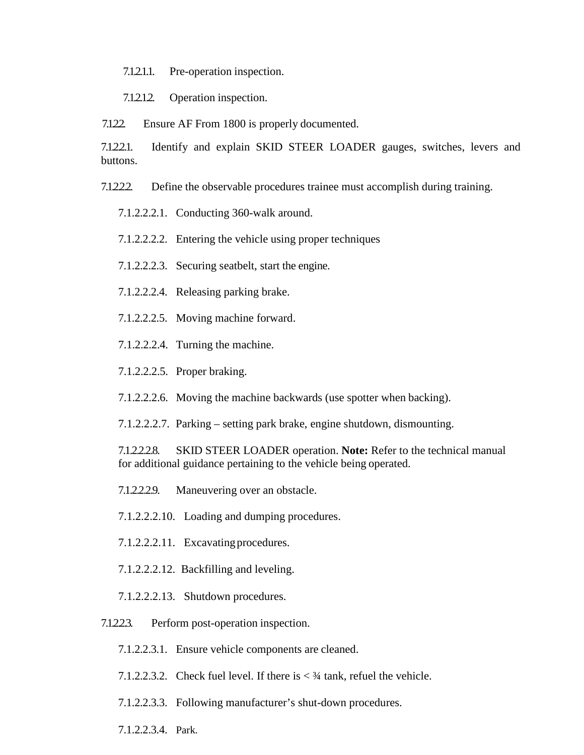7.1.2.1.1. Pre-operation inspection.

7.1.2.1.2. Operation inspection.

7.1.2.2. Ensure AF From 1800 is properly documented.

7.1.2.2.1. Identify and explain SKID STEER LOADER gauges, switches, levers and buttons.

7.1.2.2.2. Define the observable procedures trainee must accomplish during training.

7.1.2.2.2.1. Conducting 360-walk around.

7.1.2.2.2.2. Entering the vehicle using proper techniques

7.1.2.2.2.3. Securing seatbelt, start the engine.

7.1.2.2.2.4. Releasing parking brake.

7.1.2.2.2.5. Moving machine forward.

7.1.2.2.2.4. Turning the machine.

7.1.2.2.2.5. Proper braking.

7.1.2.2.2.6. Moving the machine backwards (use spotter when backing).

7.1.2.2.2.7. Parking – setting park brake, engine shutdown, dismounting.

7.1.2.2.2.8. SKID STEER LOADER operation. **Note:** Refer to the technical manual for additional guidance pertaining to the vehicle being operated.

7.1.2.2.2.9. Maneuvering over an obstacle.

7.1.2.2.2.10. Loading and dumping procedures.

7.1.2.2.2.11. Excavating procedures.

7.1.2.2.2.12. Backfilling and leveling.

7.1.2.2.2.13. Shutdown procedures.

7.1.2.2.3. Perform post-operation inspection.

7.1.2.2.3.1. Ensure vehicle components are cleaned.

7.1.2.2.3.2. Check fuel level. If there is < ¾ tank, refuel the vehicle.

7.1.2.2.3.3. Following manufacturer's shut-down procedures.

7.1.2.2.3.4. Park.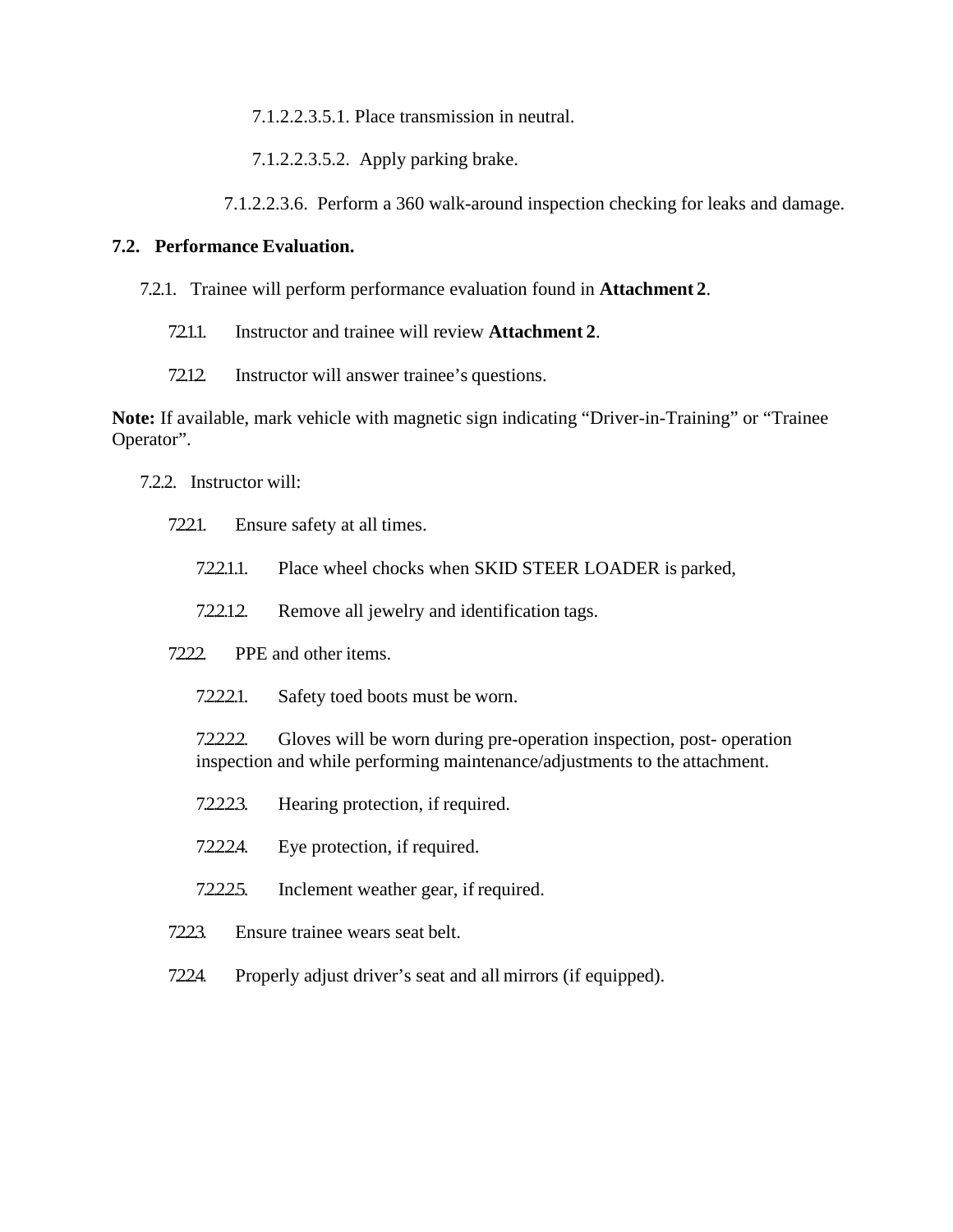7.1.2.2.3.5.1. Place transmission in neutral.

7.1.2.2.3.5.2. Apply parking brake.

7.1.2.2.3.6. Perform a 360 walk-around inspection checking for leaks and damage.

**7.2. Performance Evaluation.**

7.2.1. Trainee will perform performance evaluation found in **Attachment 2**.

7.2.1.1. Instructor and trainee will review **Attachment 2**.

7.2.1.2. Instructor will answer trainee's questions.

**Note:** If available, mark vehicle with magnetic sign indicating "Driver-in-Training" or "Trainee Operator".

7.2.2. Instructor will:

7.2.2.1. Ensure safety at all times.

7.2.2.1.1. Place wheel chocks when SKID STEER LOADER is parked,

7.2.2.1.2. Remove all jewelry and identification tags.

7.2.2.2. PPE and other items.

7.2.2.2.1. Safety toed boots must be worn.

7.2.2.2.2. Gloves will be worn during pre-operation inspection, post- operation inspection and while performing maintenance/adjustments to the attachment.

7.2.2.2.3. Hearing protection, if required.

7.2.2.2.4. Eye protection, if required.

7.2.2.2.5. Inclement weather gear, if required.

7.2.2.3. Ensure trainee wears seat belt.

7.2.2.4. Properly adjust driver's seat and all mirrors (if equipped).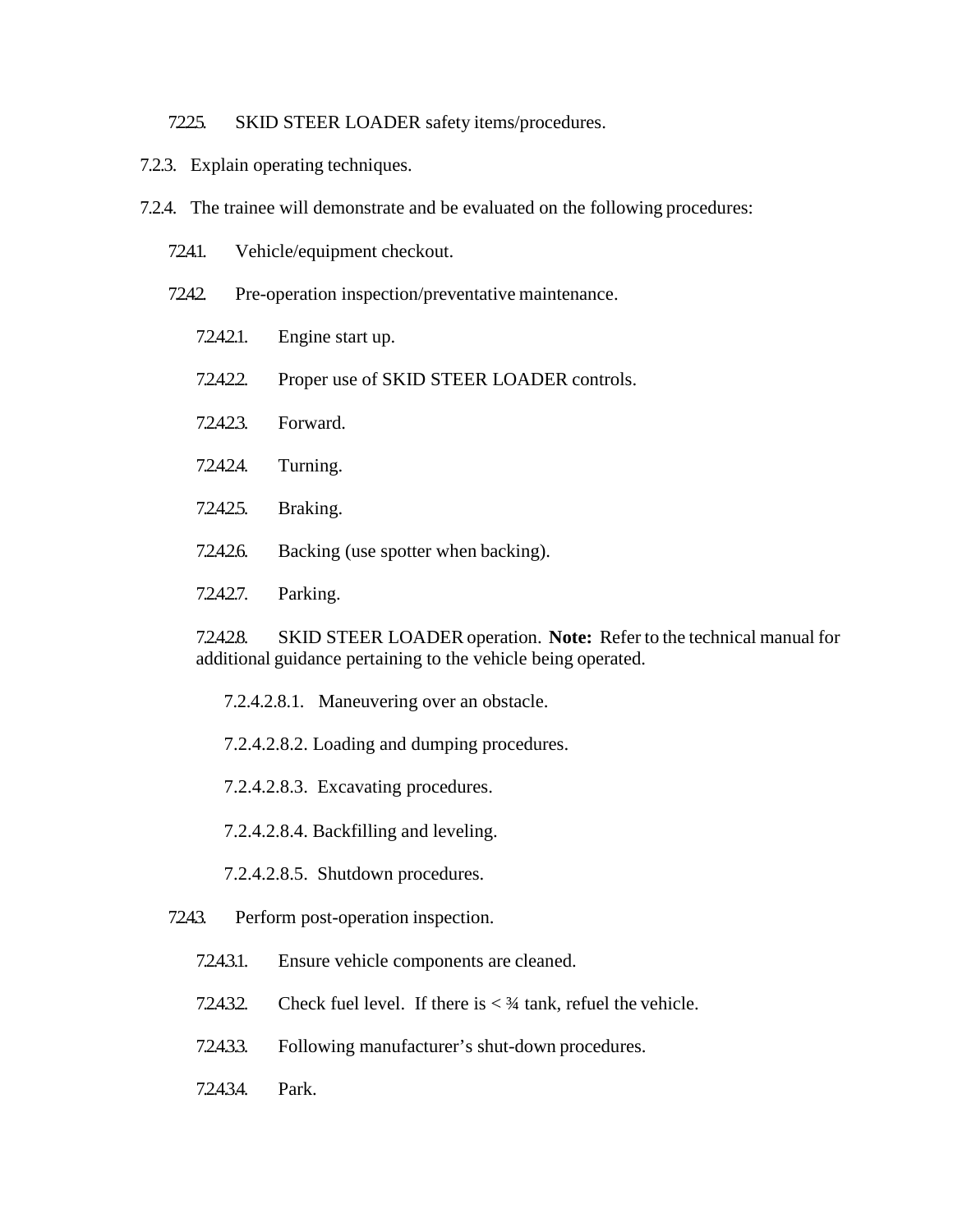7.2.2.5. SKID STEER LOADER safety items/procedures.

7.2.3. Explain operating techniques.

7.2.4. The trainee will demonstrate and be evaluated on the following procedures:

7.2.4.1. Vehicle/equipment checkout.

7.2.4.2. Pre-operation inspection/preventative maintenance.

7.2.4.2.1. Engine start up.

7.2.4.2.2. Proper use of SKID STEER LOADER controls.

7.2.4.2.3. Forward.

7.2.4.2.4. Turning.

7.2.4.2.5. Braking.

7.2.4.2.6. Backing (use spotter when backing).

7.2.4.2.7. Parking.

7.2.4.2.8. SKID STEER LOADER operation. **Note:** Refer to the technical manual for additional guidance pertaining to the vehicle being operated.

7.2.4.2.8.1. Maneuvering over an obstacle.

7.2.4.2.8.2. Loading and dumping procedures.

7.2.4.2.8.3. Excavating procedures.

7.2.4.2.8.4. Backfilling and leveling.

7.2.4.2.8.5. Shutdown procedures.

7.2.4.3. Perform post-operation inspection.

7.2.4.3.1. Ensure vehicle components are cleaned.

7.2.4.3.2. Check fuel level. If there is < ¾ tank, refuel the vehicle.

7.2.4.3.3. Following manufacturer's shut-down procedures.

7.2.4.3.4. Park.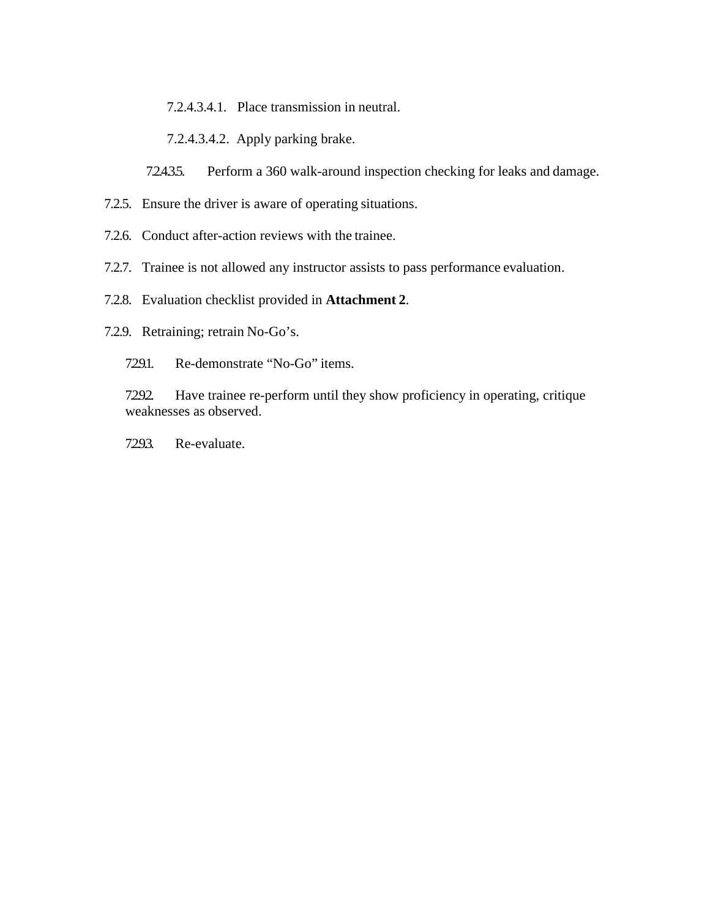7.2.4.3.4.1. Place transmission in neutral.

7.2.4.3.4.2. Apply parking brake.

7.2.4.3.5. Perform a 360 walk-around inspection checking for leaks and damage.

7.2.5. Ensure the driver is aware of operating situations.

7.2.6. Conduct after-action reviews with the trainee.

7.2.7. Trainee is not allowed any instructor assists to pass performance evaluation.

7.2.8. Evaluation checklist provided in **Attachment 2**.

7.2.9. Retraining; retrain No-Go’s.

7.2.9.1. Re-demonstrate “No-Go” items.

7.2.9.2. Have trainee re-perform until they show proficiency in operating, critique weaknesses as observed.

7.2.9.3. Re-evaluate.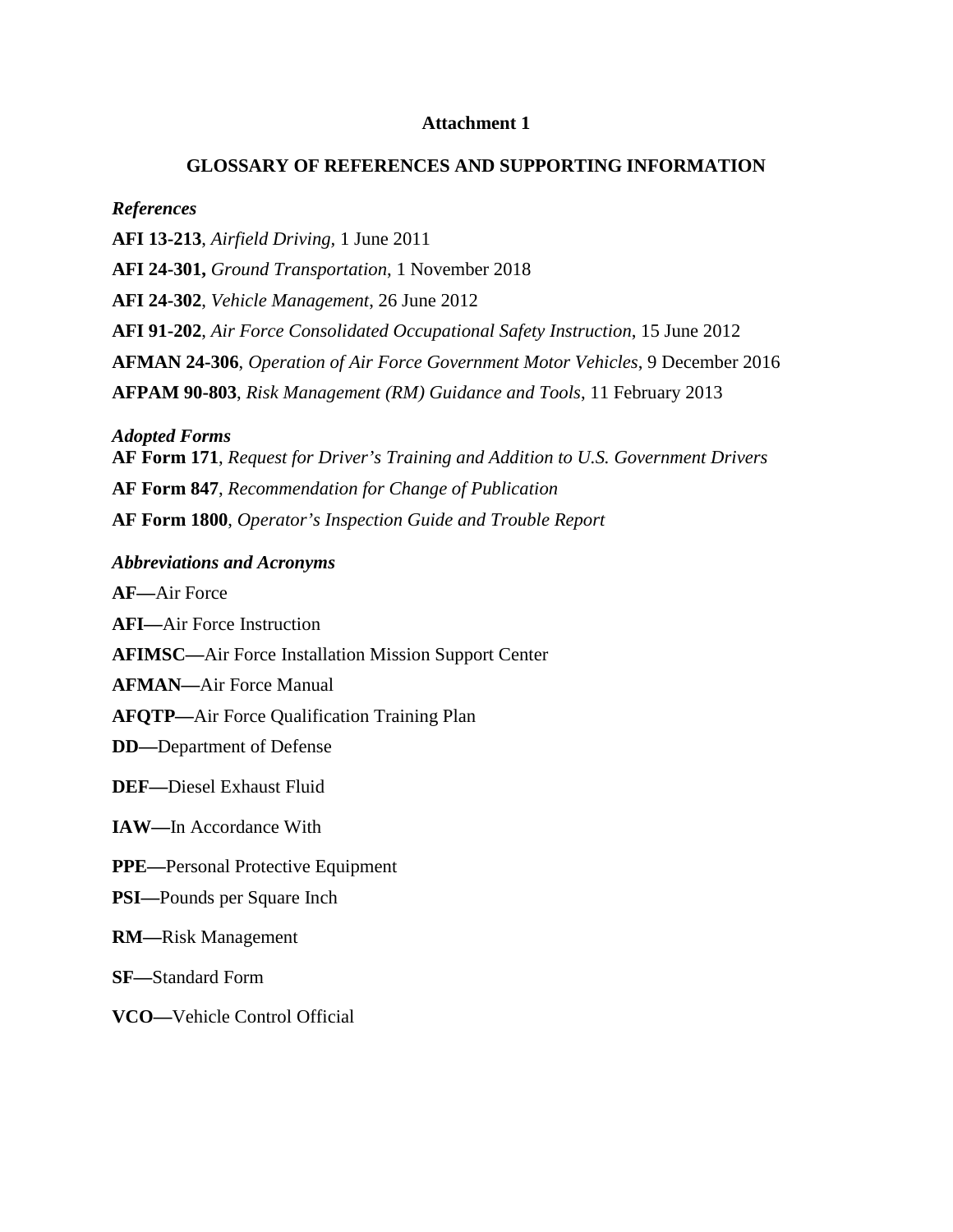## Attachment 1

## GLOSSARY OF REFERENCES AND SUPPORTING INFORMATION

### *References*

**AFI 13-213**, *Airfield Driving*, 1 June 2011

**AFI 24-301,** *Ground Transportation*, 1 November 2018

**AFI 24-302**, *Vehicle Management*, 26 June 2012

**AFI 91-202**, *Air Force Consolidated Occupational Safety Instruction*, 15 June 2012

**AFMAN 24-306**, *Operation of Air Force Government Motor Vehicles*, 9 December 2016

**AFPAM 90-803**, *Risk Management (RM) Guidance and Tools*, 11 February 2013

### *Adopted Forms*

**AF Form 171**, *Request for Driver's Training and Addition to U.S. Government Drivers*

**AF Form 847**, *Recommendation for Change of Publication*

**AF Form 1800**, *Operator's Inspection Guide and Trouble Report*

### *Abbreviations and Acronyms*

**AF—**Air Force

**AFI—**Air Force Instruction

**AFIMSC—**Air Force Installation Mission Support Center

**AFMAN—**Air Force Manual

**AFQTP—**Air Force Qualification Training Plan

**DD—**Department of Defense

**DEF—**Diesel Exhaust Fluid

**IAW—**In Accordance With

**PPE—**Personal Protective Equipment

**PSI—**Pounds per Square Inch

**RM—**Risk Management

**SF—**Standard Form

**VCO—**Vehicle Control Official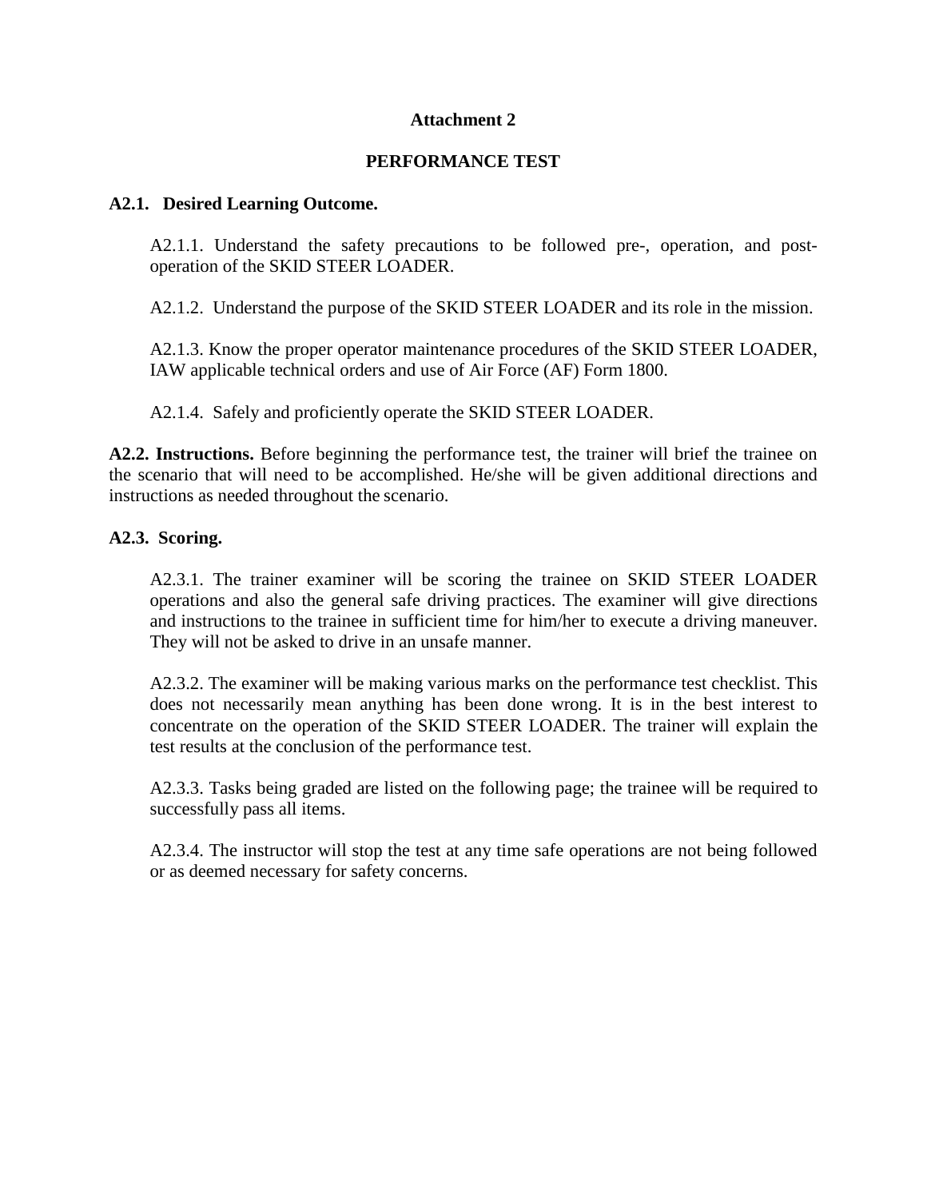# Attachment 2

## PERFORMANCE TEST

**A2.1. Desired Learning Outcome.**

A2.1.1. Understand the safety precautions to be followed pre-, operation, and post-operation of the SKID STEER LOADER.

A2.1.2. Understand the purpose of the SKID STEER LOADER and its role in the mission.

A2.1.3. Know the proper operator maintenance procedures of the SKID STEER LOADER, IAW applicable technical orders and use of Air Force (AF) Form 1800.

A2.1.4. Safely and proficiently operate the SKID STEER LOADER.

**A2.2. Instructions.** Before beginning the performance test, the trainer will brief the trainee on the scenario that will need to be accomplished. He/she will be given additional directions and instructions as needed throughout the scenario.

**A2.3. Scoring.**

A2.3.1. The trainer examiner will be scoring the trainee on SKID STEER LOADER operations and also the general safe driving practices. The examiner will give directions and instructions to the trainee in sufficient time for him/her to execute a driving maneuver. They will not be asked to drive in an unsafe manner.

A2.3.2. The examiner will be making various marks on the performance test checklist. This does not necessarily mean anything has been done wrong. It is in the best interest to concentrate on the operation of the SKID STEER LOADER. The trainer will explain the test results at the conclusion of the performance test.

A2.3.3. Tasks being graded are listed on the following page; the trainee will be required to successfully pass all items.

A2.3.4. The instructor will stop the test at any time safe operations are not being followed or as deemed necessary for safety concerns.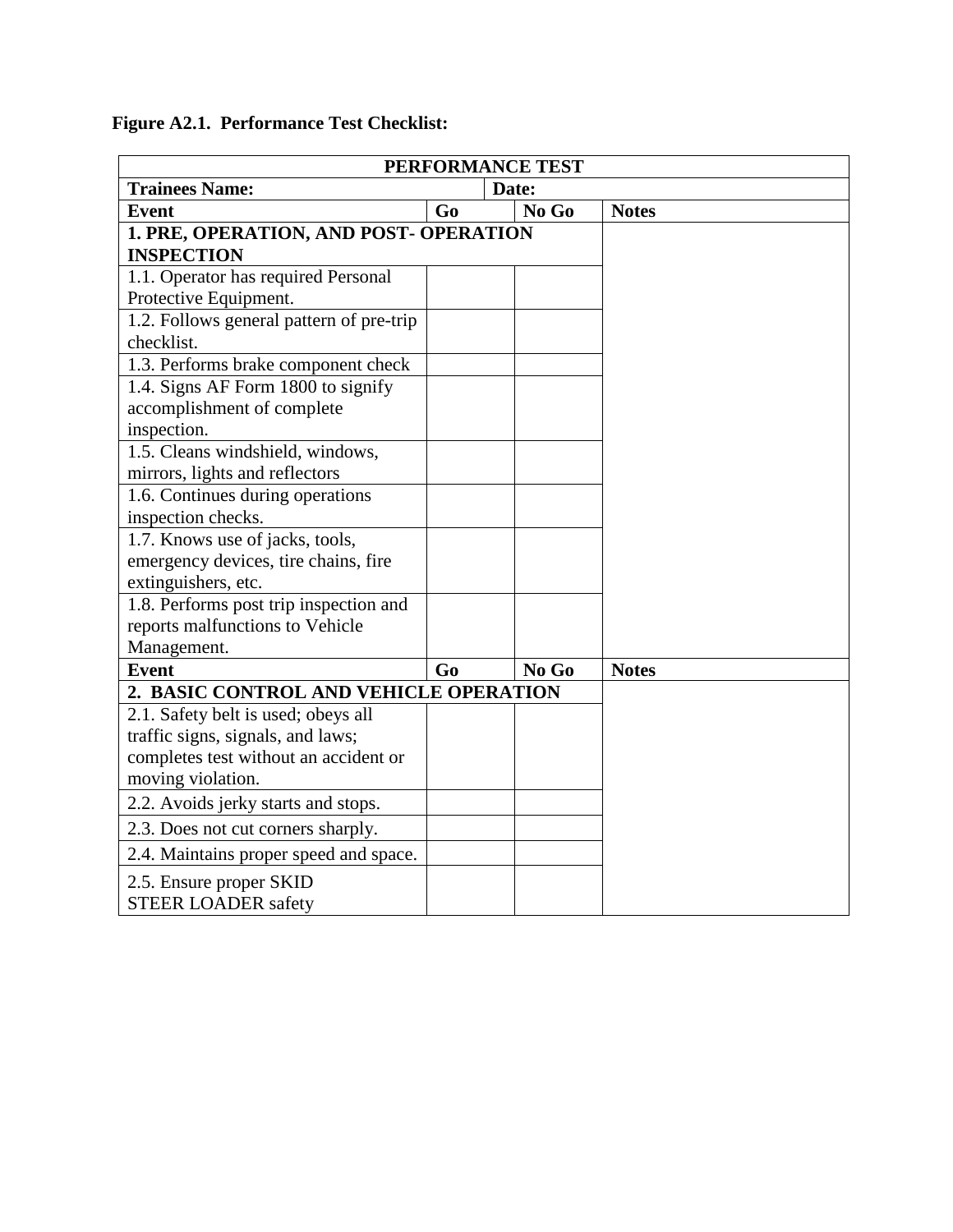**Figure A2.1. Performance Test Checklist:**

| PERFORMANCE TEST | | | |
|---|---|---|---|
| **Trainees Name:** | | **Date:** | |
| **Event** | **Go** | **No Go** | **Notes** |
| **1. PRE, OPERATION, AND POST- OPERATION INSPECTION** | | | |
| 1.1. Operator has required Personal Protective Equipment. | | | |
| 1.2. Follows general pattern of pre-trip checklist. | | | |
| 1.3. Performs brake component check | | | |
| 1.4. Signs AF Form 1800 to signify accomplishment of complete inspection. | | | |
| 1.5. Cleans windshield, windows, mirrors, lights and reflectors | | | |
| 1.6. Continues during operations inspection checks. | | | |
| 1.7. Knows use of jacks, tools, emergency devices, tire chains, fire extinguishers, etc. | | | |
| 1.8. Performs post trip inspection and reports malfunctions to Vehicle Management. | | | |
| **Event** | **Go** | **No Go** | **Notes** |
| **2. BASIC CONTROL AND VEHICLE OPERATION** | | | |
| 2.1. Safety belt is used; obeys all traffic signs, signals, and laws; completes test without an accident or moving violation. | | | |
| 2.2. Avoids jerky starts and stops. | | | |
| 2.3. Does not cut corners sharply. | | | |
| 2.4. Maintains proper speed and space. | | | |
| 2.5. Ensure proper SKID STEER LOADER safety | | | |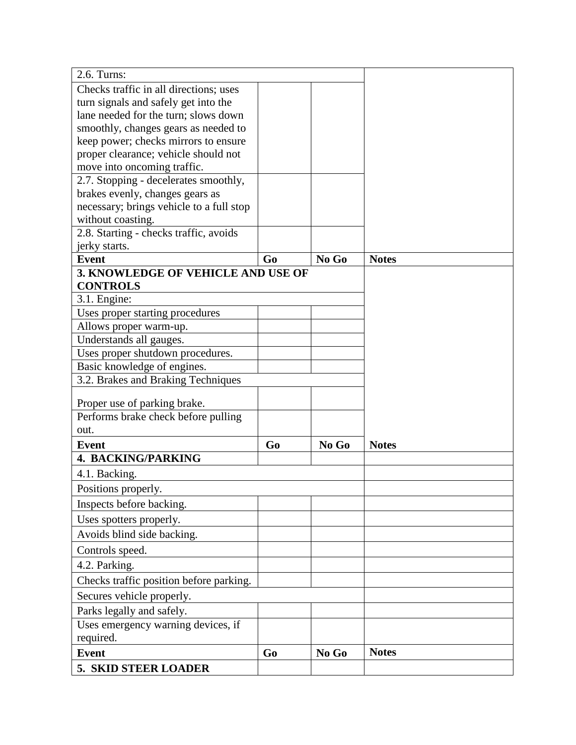| 2.6. Turns: | | | |
|---|---|---|---|
| Checks traffic in all directions; uses turn signals and safely get into the lane needed for the turn; slows down smoothly, changes gears as needed to keep power; checks mirrors to ensure proper clearance; vehicle should not move into oncoming traffic. | | | |
| 2.7. Stopping - decelerates smoothly, brakes evenly, changes gears as necessary; brings vehicle to a full stop without coasting. | | | |
| 2.8. Starting - checks traffic, avoids jerky starts. | | | |
| **Event** | **Go** | **No Go** | **Notes** |
| **3. KNOWLEDGE OF VEHICLE AND USE OF CONTROLS** | | | |
| 3.1. Engine: | | | |
| Uses proper starting procedures | | | |
| Allows proper warm-up. | | | |
| Understands all gauges. | | | |
| Uses proper shutdown procedures. | | | |
| Basic knowledge of engines. | | | |
| 3.2. Brakes and Braking Techniques | | | |
| Proper use of parking brake. | | | |
| Performs brake check before pulling out. | | | |
| **Event** | **Go** | **No Go** | **Notes** |
| **4. BACKING/PARKING** | | | |
| 4.1. Backing. | | | |
| Positions properly. | | | |
| Inspects before backing. | | | |
| Uses spotters properly. | | | |
| Avoids blind side backing. | | | |
| Controls speed. | | | |
| 4.2. Parking. | | | |
| Checks traffic position before parking. | | | |
| Secures vehicle properly. | | | |
| Parks legally and safely. | | | |
| Uses emergency warning devices, if required. | | | |
| **Event** | **Go** | **No Go** | **Notes** |
| **5. SKID STEER LOADER** | | | |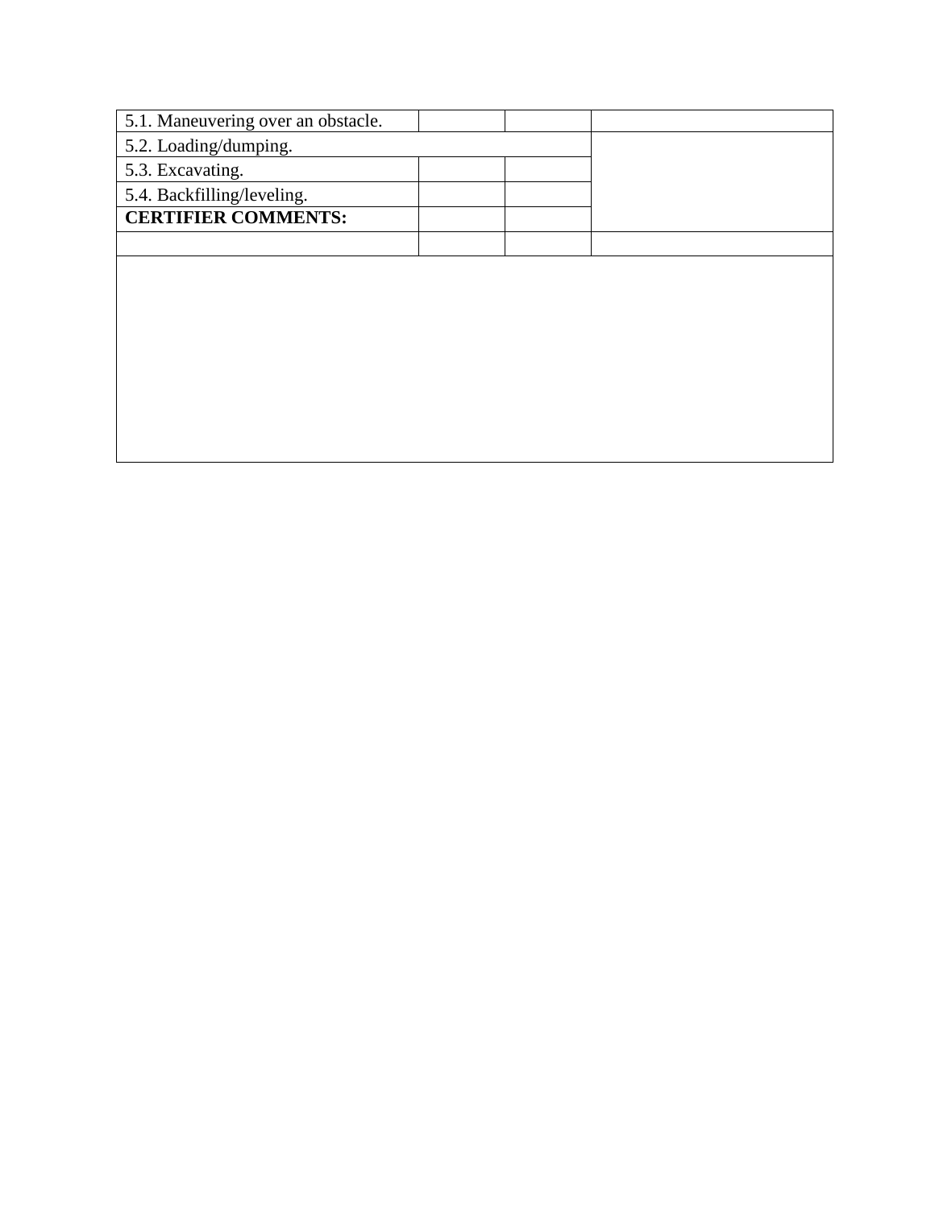| 5.1. Maneuvering over an obstacle. | | | |
|---|---|---|---|
| 5.2. Loading/dumping. | | | |
| 5.3. Excavating. | | | |
| 5.4. Backfilling/leveling. | | | |
| **CERTIFIER COMMENTS:** | | | |
| | | | |
| | | | |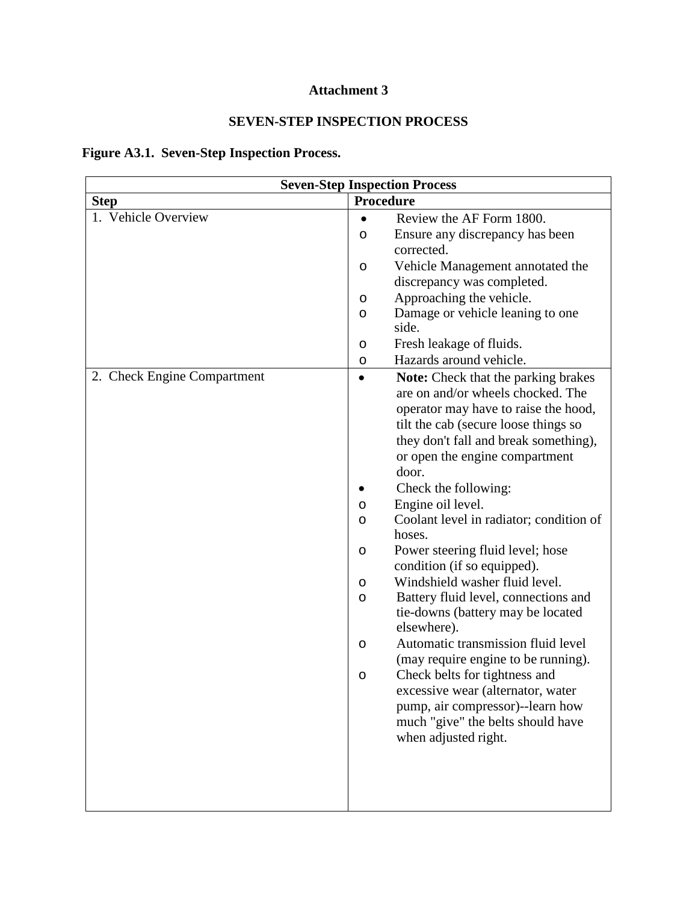# Attachment 3

## SEVEN-STEP INSPECTION PROCESS

**Figure A3.1. Seven-Step Inspection Process.**

| **Seven-Step Inspection Process** | |
|---|---|
| **Step** | **Procedure** |
| 1. Vehicle Overview | • Review the AF Form 1800.<br>o Ensure any discrepancy has been corrected.<br>o Vehicle Management annotated the discrepancy was completed.<br>o Approaching the vehicle.<br>o Damage or vehicle leaning to one side.<br>o Fresh leakage of fluids.<br>o Hazards around vehicle. |
| 2. Check Engine Compartment | • **Note:** Check that the parking brakes are on and/or wheels chocked. The operator may have to raise the hood, tilt the cab (secure loose things so they don't fall and break something), or open the engine compartment door.<br>• Check the following:<br>o Engine oil level.<br>o Coolant level in radiator; condition of hoses.<br>o Power steering fluid level; hose condition (if so equipped).<br>o Windshield washer fluid level.<br>o Battery fluid level, connections and tie-downs (battery may be located elsewhere).<br>o Automatic transmission fluid level (may require engine to be running).<br>o Check belts for tightness and excessive wear (alternator, water pump, air compressor)--learn how much "give" the belts should have when adjusted right. |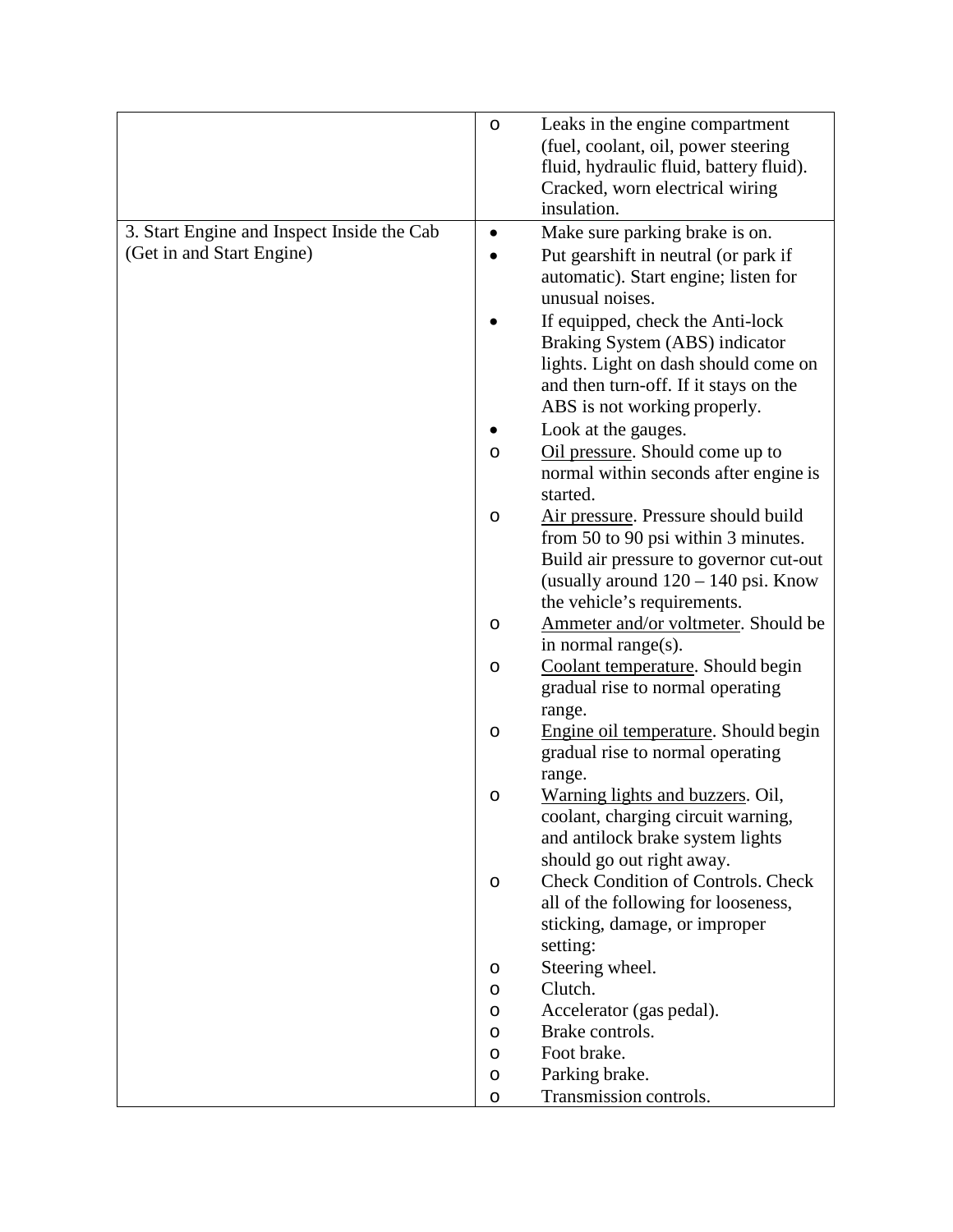| | |
|---|---|
| | o Leaks in the engine compartment (fuel, coolant, oil, power steering fluid, hydraulic fluid, battery fluid). Cracked, worn electrical wiring insulation. |
| 3. Start Engine and Inspect Inside the Cab (Get in and Start Engine) | • Make sure parking brake is on.<br>• Put gearshift in neutral (or park if automatic). Start engine; listen for unusual noises.<br>• If equipped, check the Anti-lock Braking System (ABS) indicator lights. Light on dash should come on and then turn-off. If it stays on the ABS is not working properly.<br>• Look at the gauges.<br>o <u>Oil pressure</u>. Should come up to normal within seconds after engine is started.<br>o <u>Air pressure</u>. Pressure should build from 50 to 90 psi within 3 minutes. Build air pressure to governor cut-out (usually around 120 – 140 psi. Know the vehicle's requirements.<br>o <u>Ammeter and/or voltmeter</u>. Should be in normal range(s).<br>o <u>Coolant temperature</u>. Should begin gradual rise to normal operating range.<br>o <u>Engine oil temperature</u>. Should begin gradual rise to normal operating range.<br>o <u>Warning lights and buzzers</u>. Oil, coolant, charging circuit warning, and antilock brake system lights should go out right away.<br>o Check Condition of Controls. Check all of the following for looseness, sticking, damage, or improper setting:<br>o Steering wheel.<br>o Clutch.<br>o Accelerator (gas pedal).<br>o Brake controls.<br>o Foot brake.<br>o Parking brake.<br>o Transmission controls. |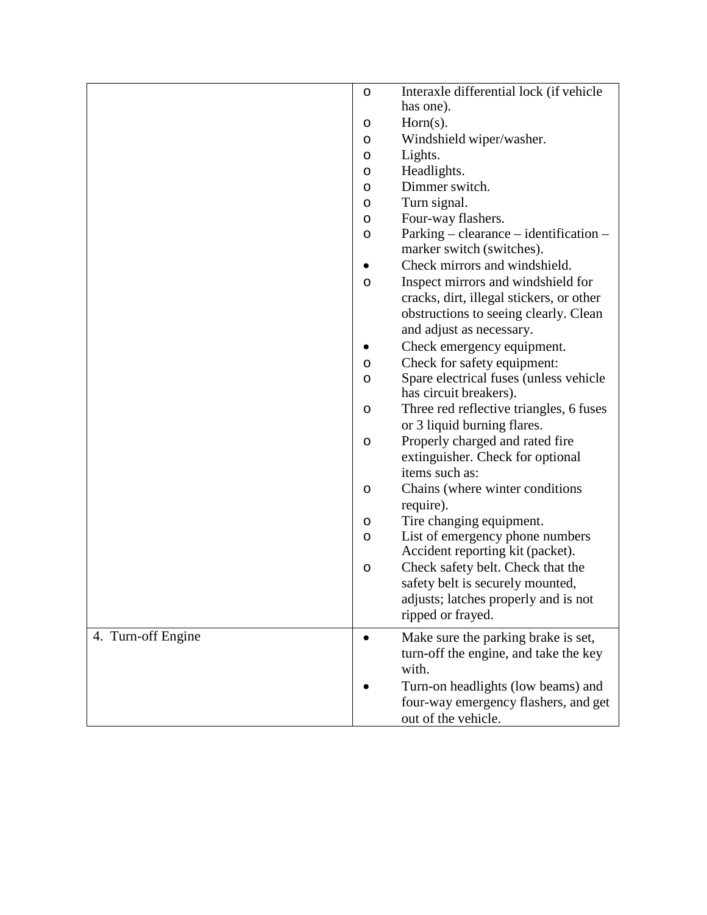| | |
|---|---|
| | o Interaxle differential lock (if vehicle has one).<br>o Horn(s).<br>o Windshield wiper/washer.<br>o Lights.<br>o Headlights.<br>o Dimmer switch.<br>o Turn signal.<br>o Four-way flashers.<br>o Parking – clearance – identification – marker switch (switches).<br>• Check mirrors and windshield.<br>o Inspect mirrors and windshield for cracks, dirt, illegal stickers, or other obstructions to seeing clearly. Clean and adjust as necessary.<br>• Check emergency equipment.<br>o Check for safety equipment:<br>o Spare electrical fuses (unless vehicle has circuit breakers).<br>o Three red reflective triangles, 6 fuses or 3 liquid burning flares.<br>o Properly charged and rated fire extinguisher. Check for optional items such as:<br>o Chains (where winter conditions require).<br>o Tire changing equipment.<br>o List of emergency phone numbers Accident reporting kit (packet).<br>o Check safety belt. Check that the safety belt is securely mounted, adjusts; latches properly and is not ripped or frayed. |
| 4. Turn-off Engine | • Make sure the parking brake is set, turn-off the engine, and take the key with.<br>• Turn-on headlights (low beams) and four-way emergency flashers, and get out of the vehicle. |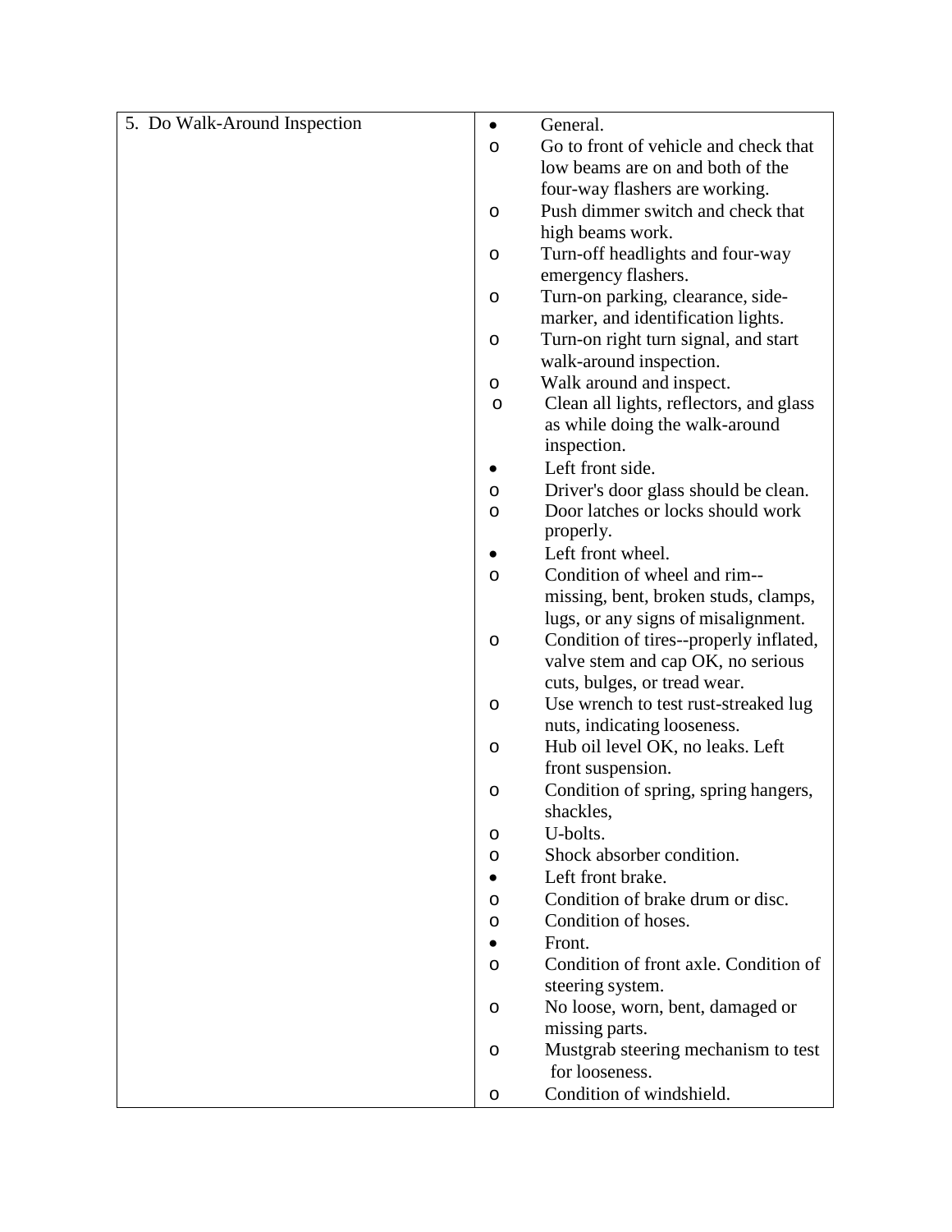| 5. Do Walk-Around Inspection | • General.<br>o Go to front of vehicle and check that low beams are on and both of the four-way flashers are working.<br>o Push dimmer switch and check that high beams work.<br>o Turn-off headlights and four-way emergency flashers.<br>o Turn-on parking, clearance, side-marker, and identification lights.<br>o Turn-on right turn signal, and start walk-around inspection.<br>o Walk around and inspect.<br>o Clean all lights, reflectors, and glass as while doing the walk-around inspection.<br>• Left front side.<br>o Driver's door glass should be clean.<br>o Door latches or locks should work properly.<br>• Left front wheel.<br>o Condition of wheel and rim--missing, bent, broken studs, clamps, lugs, or any signs of misalignment.<br>o Condition of tires--properly inflated, valve stem and cap OK, no serious cuts, bulges, or tread wear.<br>o Use wrench to test rust-streaked lug nuts, indicating looseness.<br>o Hub oil level OK, no leaks. Left front suspension.<br>o Condition of spring, spring hangers, shackles,<br>o U-bolts.<br>o Shock absorber condition.<br>• Left front brake.<br>o Condition of brake drum or disc.<br>o Condition of hoses.<br>• Front.<br>o Condition of front axle. Condition of steering system.<br>o No loose, worn, bent, damaged or missing parts.<br>o Mustgrab steering mechanism to test for looseness.<br>o Condition of windshield. |
|---|---|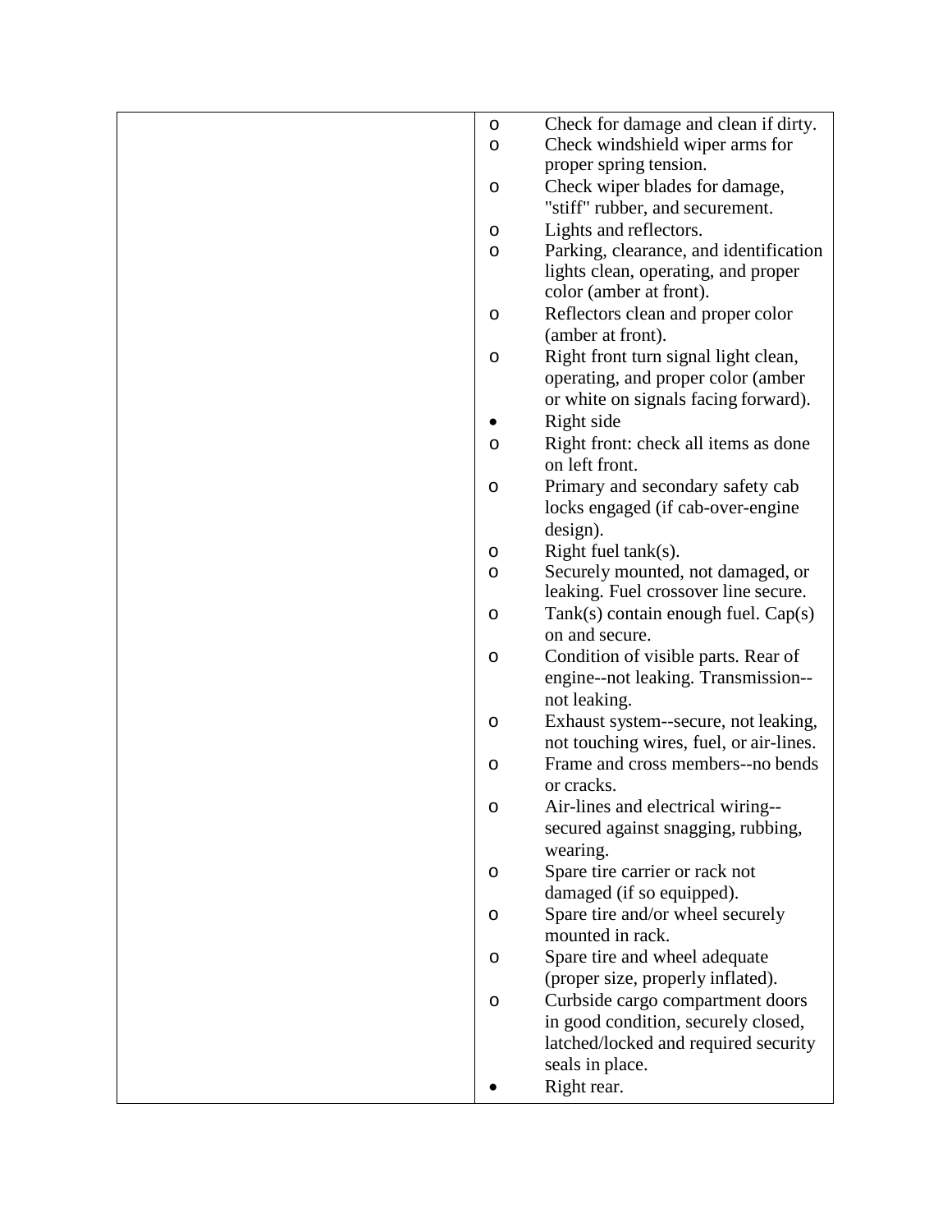| | |
|---|---|
| | o Check for damage and clean if dirty.<br>o Check windshield wiper arms for proper spring tension.<br>o Check wiper blades for damage, "stiff" rubber, and securement.<br>o Lights and reflectors.<br>o Parking, clearance, and identification lights clean, operating, and proper color (amber at front).<br>o Reflectors clean and proper color (amber at front).<br>o Right front turn signal light clean, operating, and proper color (amber or white on signals facing forward).<br>• Right side<br>o Right front: check all items as done on left front.<br>o Primary and secondary safety cab locks engaged (if cab-over-engine design).<br>o Right fuel tank(s).<br>o Securely mounted, not damaged, or leaking. Fuel crossover line secure.<br>o Tank(s) contain enough fuel. Cap(s) on and secure.<br>o Condition of visible parts. Rear of engine--not leaking. Transmission--not leaking.<br>o Exhaust system--secure, not leaking, not touching wires, fuel, or air-lines.<br>o Frame and cross members--no bends or cracks.<br>o Air-lines and electrical wiring--secured against snagging, rubbing, wearing.<br>o Spare tire carrier or rack not damaged (if so equipped).<br>o Spare tire and/or wheel securely mounted in rack.<br>o Spare tire and wheel adequate (proper size, properly inflated).<br>o Curbside cargo compartment doors in good condition, securely closed, latched/locked and required security seals in place.<br>• Right rear. |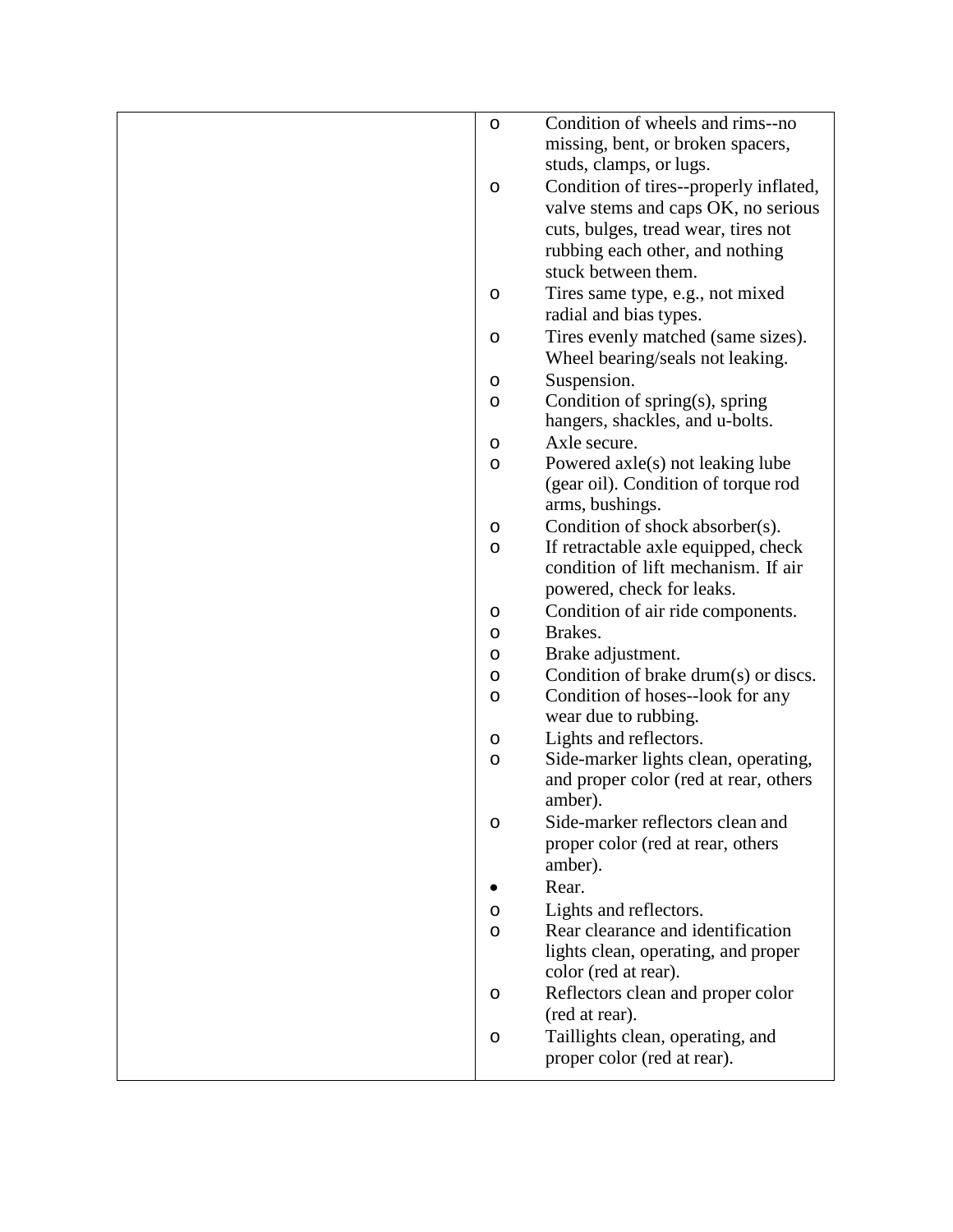| | |
|---|---|
| | o Condition of wheels and rims--no missing, bent, or broken spacers, studs, clamps, or lugs.<br>o Condition of tires--properly inflated, valve stems and caps OK, no serious cuts, bulges, tread wear, tires not rubbing each other, and nothing stuck between them.<br>o Tires same type, e.g., not mixed radial and bias types.<br>o Tires evenly matched (same sizes). Wheel bearing/seals not leaking.<br>o Suspension.<br>o Condition of spring(s), spring hangers, shackles, and u-bolts.<br>o Axle secure.<br>o Powered axle(s) not leaking lube (gear oil). Condition of torque rod arms, bushings.<br>o Condition of shock absorber(s).<br>o If retractable axle equipped, check condition of lift mechanism. If air powered, check for leaks.<br>o Condition of air ride components.<br>o Brakes.<br>o Brake adjustment.<br>o Condition of brake drum(s) or discs.<br>o Condition of hoses--look for any wear due to rubbing.<br>o Lights and reflectors.<br>o Side-marker lights clean, operating, and proper color (red at rear, others amber).<br>o Side-marker reflectors clean and proper color (red at rear, others amber).<br>• Rear.<br>o Lights and reflectors.<br>o Rear clearance and identification lights clean, operating, and proper color (red at rear).<br>o Reflectors clean and proper color (red at rear).<br>o Taillights clean, operating, and proper color (red at rear). |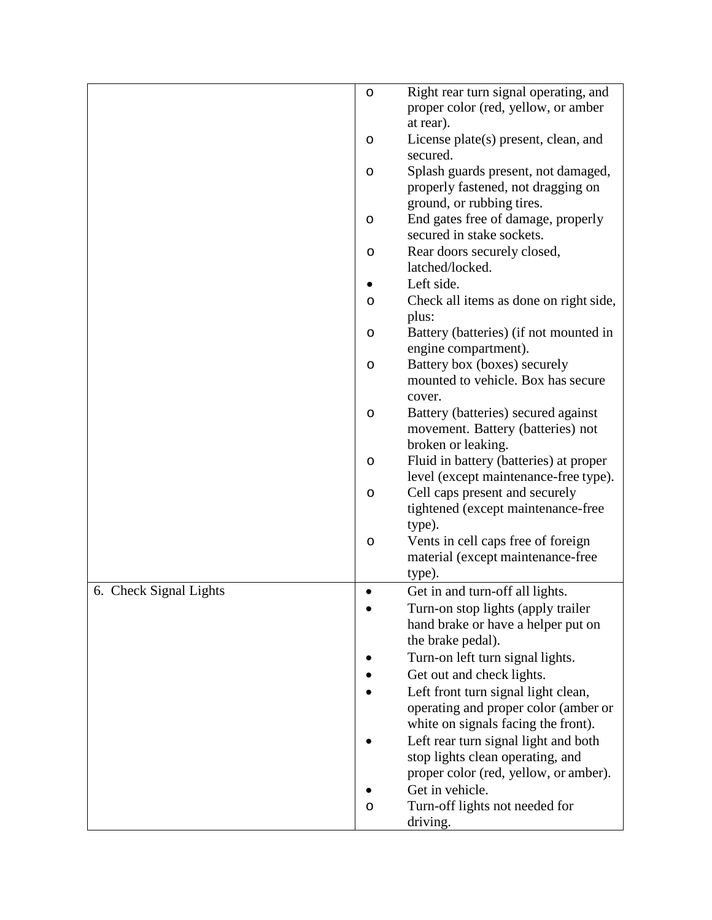| | |
|---|---|
| | o Right rear turn signal operating, and proper color (red, yellow, or amber at rear).<br>o License plate(s) present, clean, and secured.<br>o Splash guards present, not damaged, properly fastened, not dragging on ground, or rubbing tires.<br>o End gates free of damage, properly secured in stake sockets.<br>o Rear doors securely closed, latched/locked.<br>• Left side.<br>o Check all items as done on right side, plus:<br>o Battery (batteries) (if not mounted in engine compartment).<br>o Battery box (boxes) securely mounted to vehicle. Box has secure cover.<br>o Battery (batteries) secured against movement. Battery (batteries) not broken or leaking.<br>o Fluid in battery (batteries) at proper level (except maintenance-free type).<br>o Cell caps present and securely tightened (except maintenance-free type).<br>o Vents in cell caps free of foreign material (except maintenance-free type). |
| 6. Check Signal Lights | • Get in and turn-off all lights.<br>• Turn-on stop lights (apply trailer hand brake or have a helper put on the brake pedal).<br>• Turn-on left turn signal lights.<br>• Get out and check lights.<br>• Left front turn signal light clean, operating and proper color (amber or white on signals facing the front).<br>• Left rear turn signal light and both stop lights clean operating, and proper color (red, yellow, or amber).<br>• Get in vehicle.<br>o Turn-off lights not needed for driving. |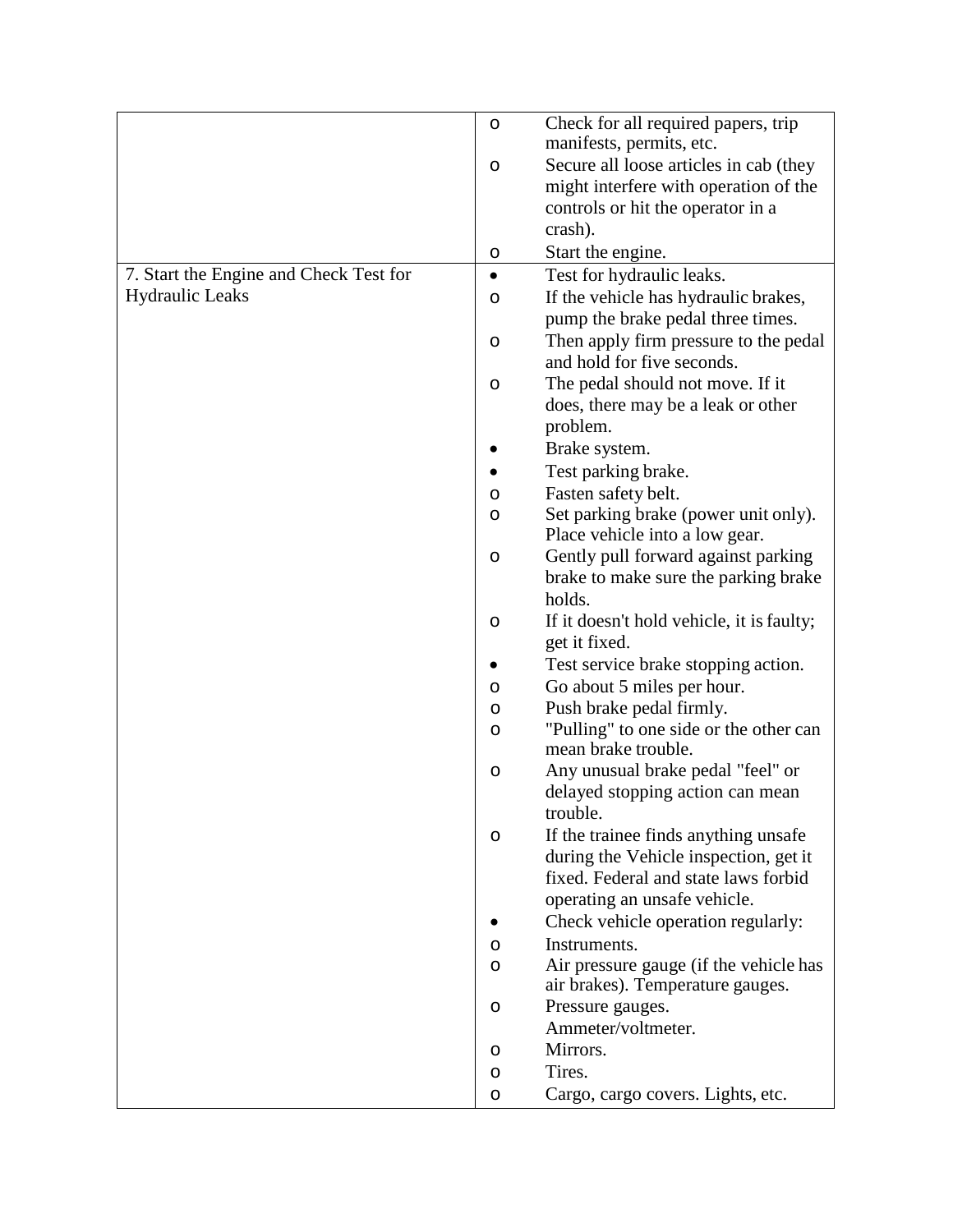| | |
|---|---|
| | o Check for all required papers, trip manifests, permits, etc.<br>o Secure all loose articles in cab (they might interfere with operation of the controls or hit the operator in a crash).<br>o Start the engine. |
| 7. Start the Engine and Check Test for Hydraulic Leaks | • Test for hydraulic leaks.<br>o If the vehicle has hydraulic brakes, pump the brake pedal three times.<br>o Then apply firm pressure to the pedal and hold for five seconds.<br>o The pedal should not move. If it does, there may be a leak or other problem.<br>• Brake system.<br>• Test parking brake.<br>o Fasten safety belt.<br>o Set parking brake (power unit only). Place vehicle into a low gear.<br>o Gently pull forward against parking brake to make sure the parking brake holds.<br>o If it doesn't hold vehicle, it is faulty; get it fixed.<br>• Test service brake stopping action.<br>o Go about 5 miles per hour.<br>o Push brake pedal firmly.<br>o "Pulling" to one side or the other can mean brake trouble.<br>o Any unusual brake pedal "feel" or delayed stopping action can mean trouble.<br>o If the trainee finds anything unsafe during the Vehicle inspection, get it fixed. Federal and state laws forbid operating an unsafe vehicle.<br>• Check vehicle operation regularly:<br>o Instruments.<br>o Air pressure gauge (if the vehicle has air brakes). Temperature gauges.<br>o Pressure gauges. Ammeter/voltmeter.<br>o Mirrors.<br>o Tires.<br>o Cargo, cargo covers. Lights, etc. |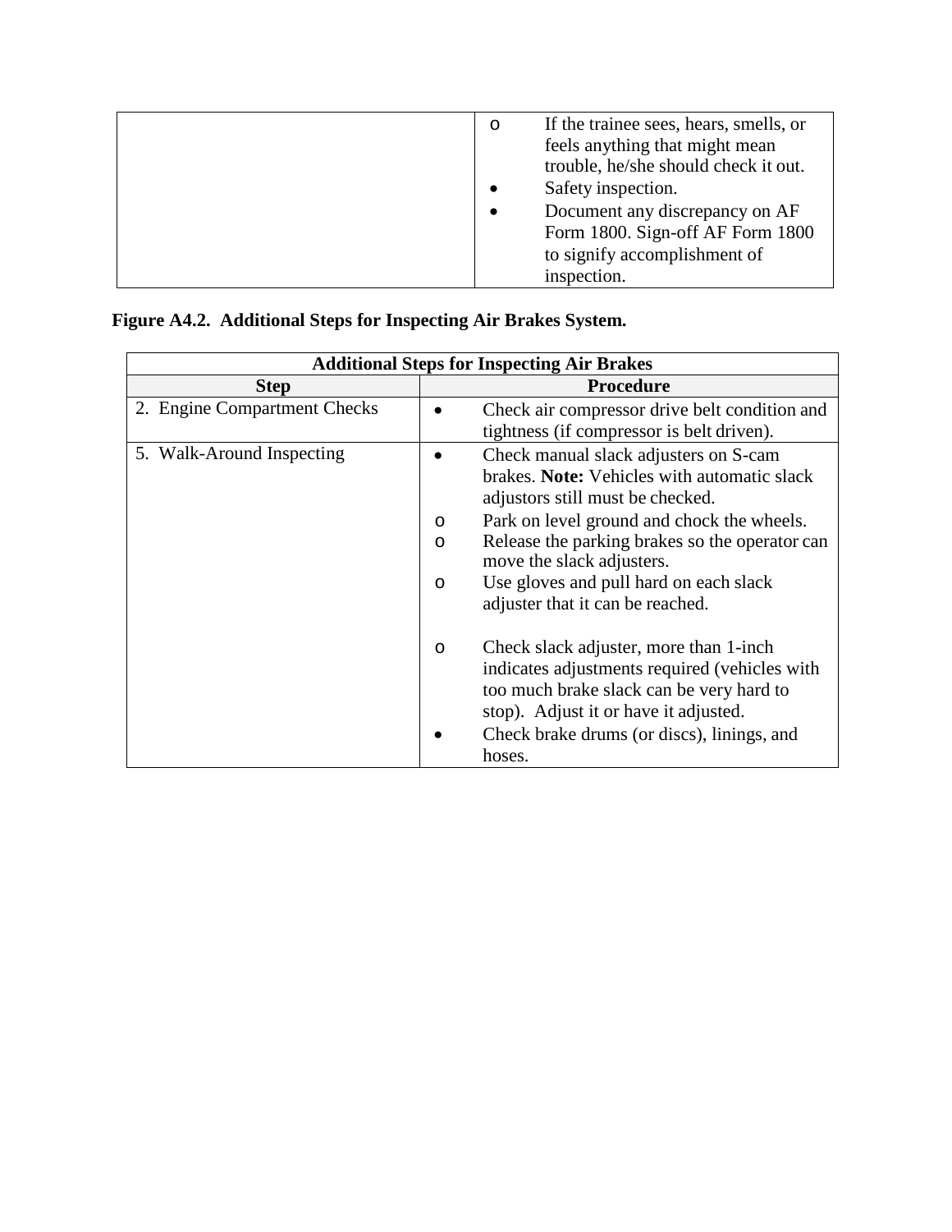| | |
|---|---|
| | o If the trainee sees, hears, smells, or feels anything that might mean trouble, he/she should check it out.<br>• Safety inspection.<br>• Document any discrepancy on AF Form 1800. Sign-off AF Form 1800 to signify accomplishment of inspection. |

**Figure A4.2. Additional Steps for Inspecting Air Brakes System.**

| Additional Steps for Inspecting Air Brakes | |
|---|---|
| **Step** | **Procedure** |
| 2. Engine Compartment Checks | • Check air compressor drive belt condition and tightness (if compressor is belt driven). |
| 5. Walk-Around Inspecting | • Check manual slack adjusters on S-cam brakes. **Note:** Vehicles with automatic slack adjustors still must be checked.<br>o Park on level ground and chock the wheels.<br>o Release the parking brakes so the operator can move the slack adjusters.<br>o Use gloves and pull hard on each slack adjuster that it can be reached.<br>o Check slack adjuster, more than 1-inch indicates adjustments required (vehicles with too much brake slack can be very hard to stop). Adjust it or have it adjusted.<br>• Check brake drums (or discs), linings, and hoses. |